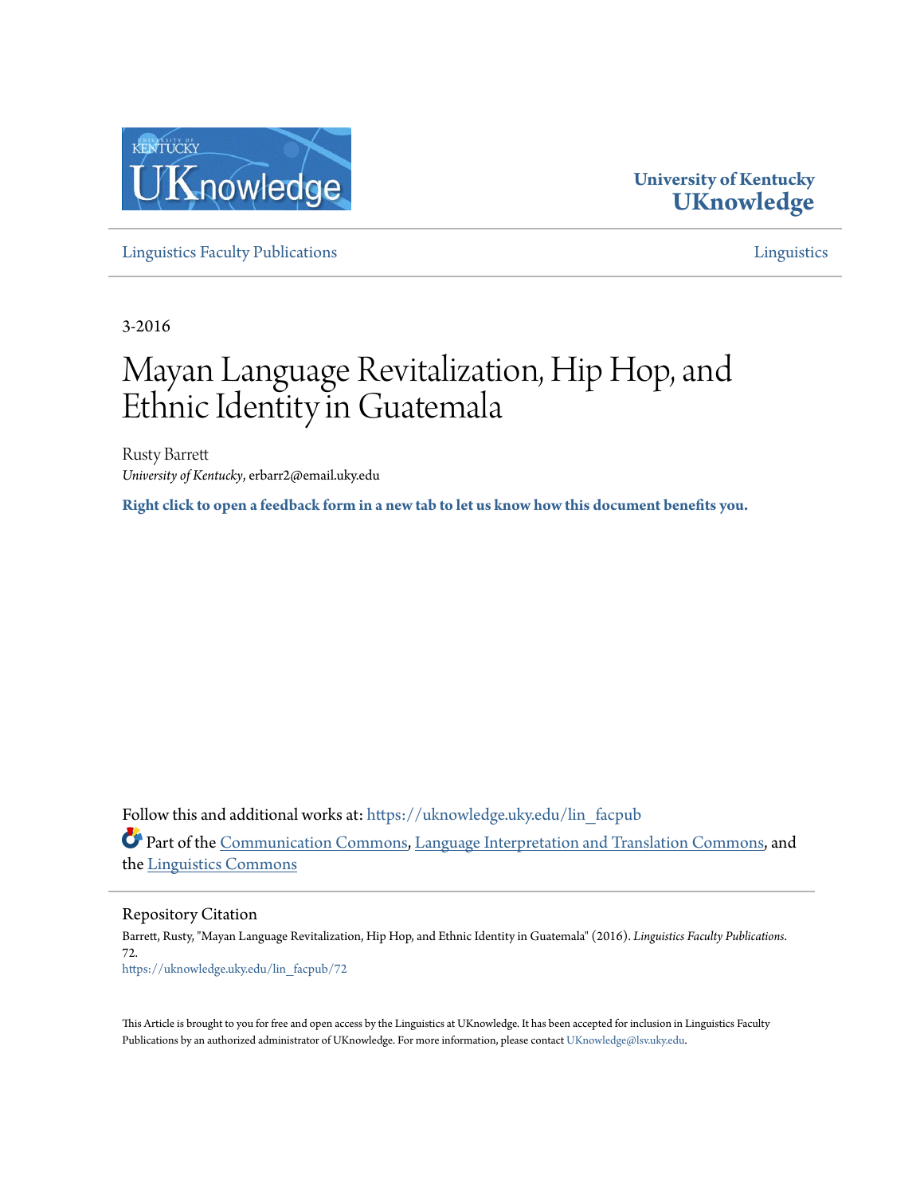University of Kentucky
**UKnowledge**

Linguistics Faculty Publications | Linguistics

3-2016

# Mayan Language Revitalization, Hip Hop, and Ethnic Identity in Guatemala

Rusty Barrett
*University of Kentucky*, erbarr2@email.uky.edu

**Right click to open a feedback form in a new tab to let us know how this document benefits you.**

Follow this and additional works at: https://uknowledge.uky.edu/lin_facpub

Part of the Communication Commons, Language Interpretation and Translation Commons, and the Linguistics Commons

## Repository Citation

Barrett, Rusty, "Mayan Language Revitalization, Hip Hop, and Ethnic Identity in Guatemala" (2016). *Linguistics Faculty Publications*. 72.
https://uknowledge.uky.edu/lin_facpub/72

This Article is brought to you for free and open access by the Linguistics at UKnowledge. It has been accepted for inclusion in Linguistics Faculty Publications by an authorized administrator of UKnowledge. For more information, please contact UKnowledge@lsv.uky.edu.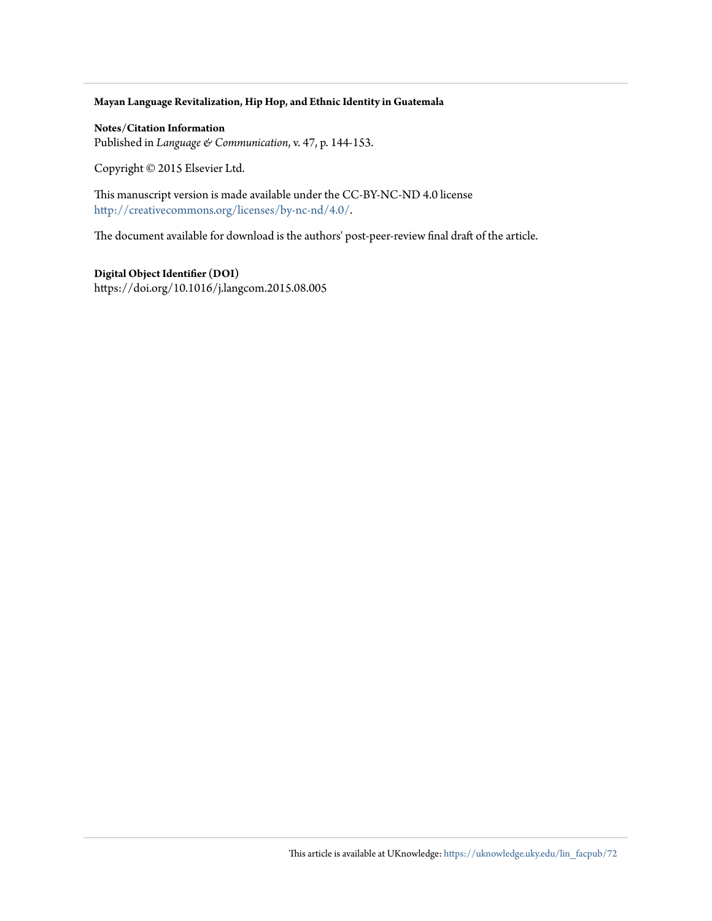**Mayan Language Revitalization, Hip Hop, and Ethnic Identity in Guatemala**

**Notes/Citation Information**
Published in *Language & Communication*, v. 47, p. 144-153.

Copyright © 2015 Elsevier Ltd.

This manuscript version is made available under the CC-BY-NC-ND 4.0 license http://creativecommons.org/licenses/by-nc-nd/4.0/.

The document available for download is the authors' post-peer-review final draft of the article.

**Digital Object Identifier (DOI)**
https://doi.org/10.1016/j.langcom.2015.08.005

This article is available at UKnowledge: https://uknowledge.uky.edu/lin_facpub/72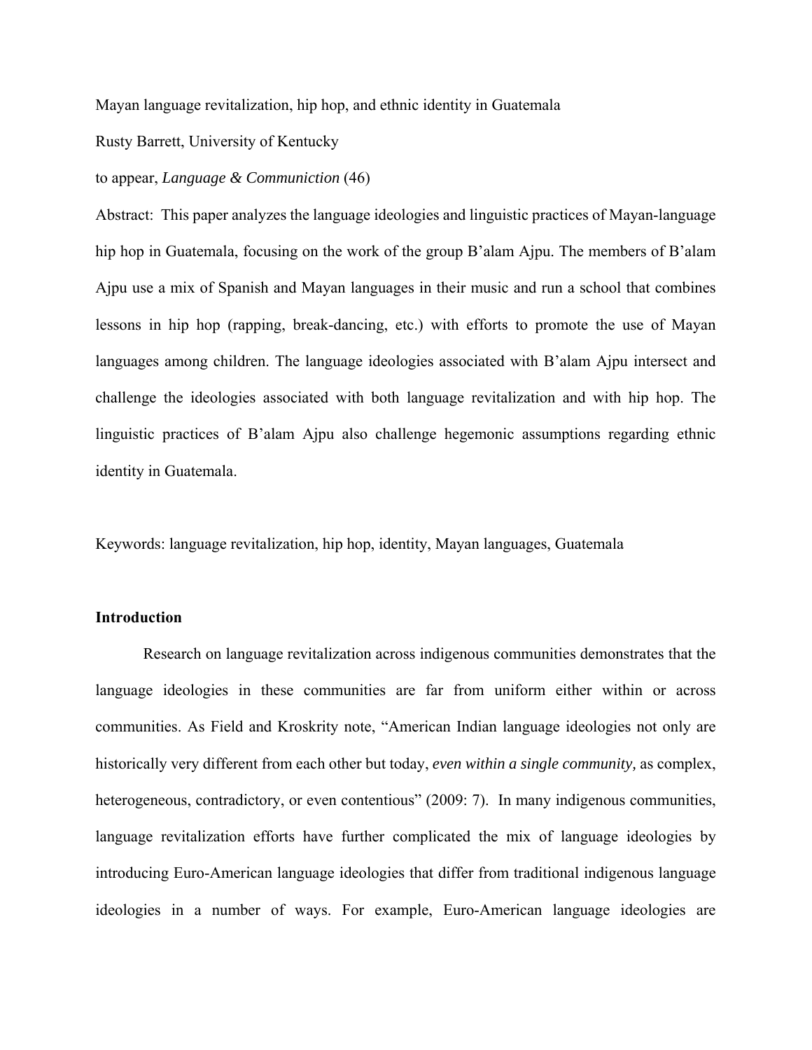Mayan language revitalization, hip hop, and ethnic identity in Guatemala

Rusty Barrett, University of Kentucky

to appear, *Language & Communiction* (46)

Abstract: This paper analyzes the language ideologies and linguistic practices of Mayan-language hip hop in Guatemala, focusing on the work of the group B'alam Ajpu. The members of B'alam Ajpu use a mix of Spanish and Mayan languages in their music and run a school that combines lessons in hip hop (rapping, break-dancing, etc.) with efforts to promote the use of Mayan languages among children. The language ideologies associated with B'alam Ajpu intersect and challenge the ideologies associated with both language revitalization and with hip hop. The linguistic practices of B'alam Ajpu also challenge hegemonic assumptions regarding ethnic identity in Guatemala.

Keywords: language revitalization, hip hop, identity, Mayan languages, Guatemala

**Introduction**

Research on language revitalization across indigenous communities demonstrates that the language ideologies in these communities are far from uniform either within or across communities. As Field and Kroskrity note, "American Indian language ideologies not only are historically very different from each other but today, *even within a single community,* as complex, heterogeneous, contradictory, or even contentious" (2009: 7). In many indigenous communities, language revitalization efforts have further complicated the mix of language ideologies by introducing Euro-American language ideologies that differ from traditional indigenous language ideologies in a number of ways. For example, Euro-American language ideologies are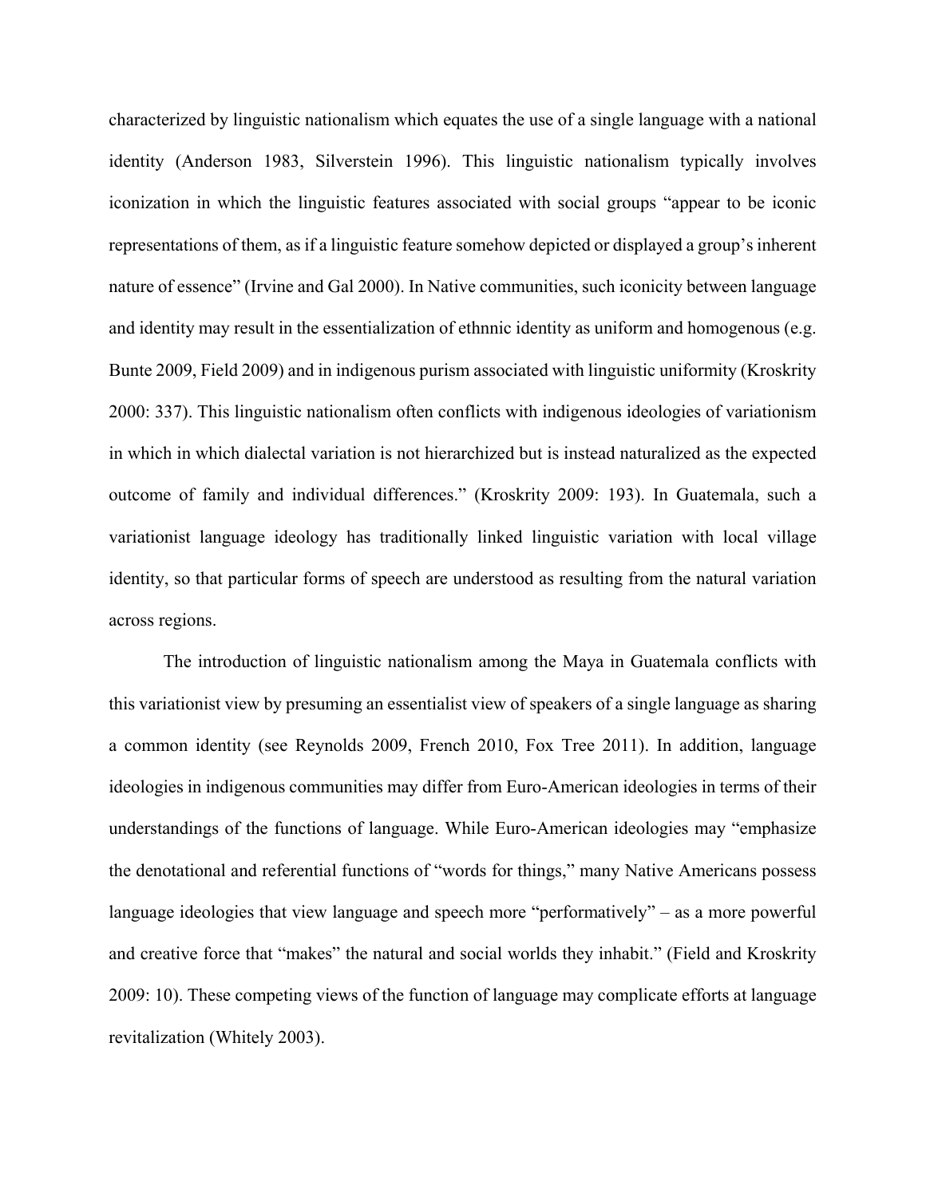characterized by linguistic nationalism which equates the use of a single language with a national identity (Anderson 1983, Silverstein 1996). This linguistic nationalism typically involves iconization in which the linguistic features associated with social groups "appear to be iconic representations of them, as if a linguistic feature somehow depicted or displayed a group's inherent nature of essence" (Irvine and Gal 2000). In Native communities, such iconicity between language and identity may result in the essentialization of ethnnic identity as uniform and homogenous (e.g. Bunte 2009, Field 2009) and in indigenous purism associated with linguistic uniformity (Kroskrity 2000: 337). This linguistic nationalism often conflicts with indigenous ideologies of variationism in which in which dialectal variation is not hierarchized but is instead naturalized as the expected outcome of family and individual differences." (Kroskrity 2009: 193). In Guatemala, such a variationist language ideology has traditionally linked linguistic variation with local village identity, so that particular forms of speech are understood as resulting from the natural variation across regions.

The introduction of linguistic nationalism among the Maya in Guatemala conflicts with this variationist view by presuming an essentialist view of speakers of a single language as sharing a common identity (see Reynolds 2009, French 2010, Fox Tree 2011). In addition, language ideologies in indigenous communities may differ from Euro-American ideologies in terms of their understandings of the functions of language. While Euro-American ideologies may "emphasize the denotational and referential functions of "words for things," many Native Americans possess language ideologies that view language and speech more "performatively" – as a more powerful and creative force that "makes" the natural and social worlds they inhabit." (Field and Kroskrity 2009: 10). These competing views of the function of language may complicate efforts at language revitalization (Whitely 2003).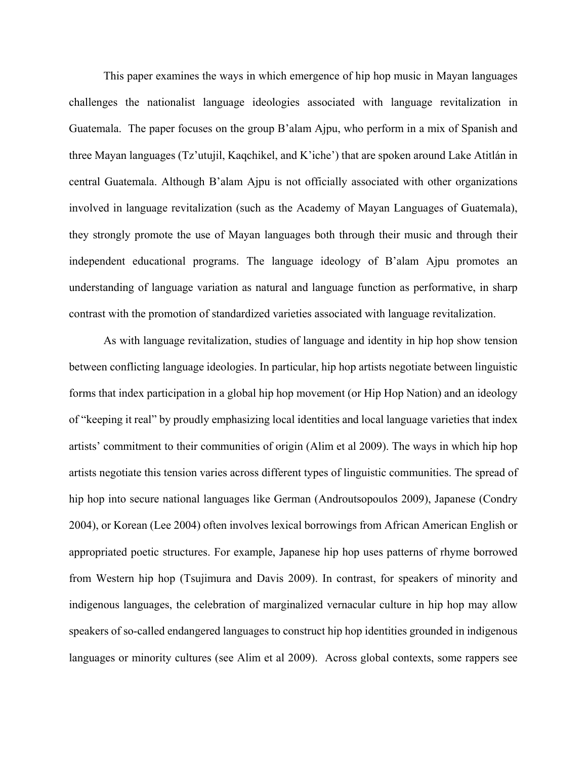This paper examines the ways in which emergence of hip hop music in Mayan languages challenges the nationalist language ideologies associated with language revitalization in Guatemala. The paper focuses on the group B'alam Ajpu, who perform in a mix of Spanish and three Mayan languages (Tz'utujil, Kaqchikel, and K'iche') that are spoken around Lake Atitlán in central Guatemala. Although B'alam Ajpu is not officially associated with other organizations involved in language revitalization (such as the Academy of Mayan Languages of Guatemala), they strongly promote the use of Mayan languages both through their music and through their independent educational programs. The language ideology of B'alam Ajpu promotes an understanding of language variation as natural and language function as performative, in sharp contrast with the promotion of standardized varieties associated with language revitalization.

As with language revitalization, studies of language and identity in hip hop show tension between conflicting language ideologies. In particular, hip hop artists negotiate between linguistic forms that index participation in a global hip hop movement (or Hip Hop Nation) and an ideology of "keeping it real" by proudly emphasizing local identities and local language varieties that index artists' commitment to their communities of origin (Alim et al 2009). The ways in which hip hop artists negotiate this tension varies across different types of linguistic communities. The spread of hip hop into secure national languages like German (Androutsopoulos 2009), Japanese (Condry 2004), or Korean (Lee 2004) often involves lexical borrowings from African American English or appropriated poetic structures. For example, Japanese hip hop uses patterns of rhyme borrowed from Western hip hop (Tsujimura and Davis 2009). In contrast, for speakers of minority and indigenous languages, the celebration of marginalized vernacular culture in hip hop may allow speakers of so-called endangered languages to construct hip hop identities grounded in indigenous languages or minority cultures (see Alim et al 2009). Across global contexts, some rappers see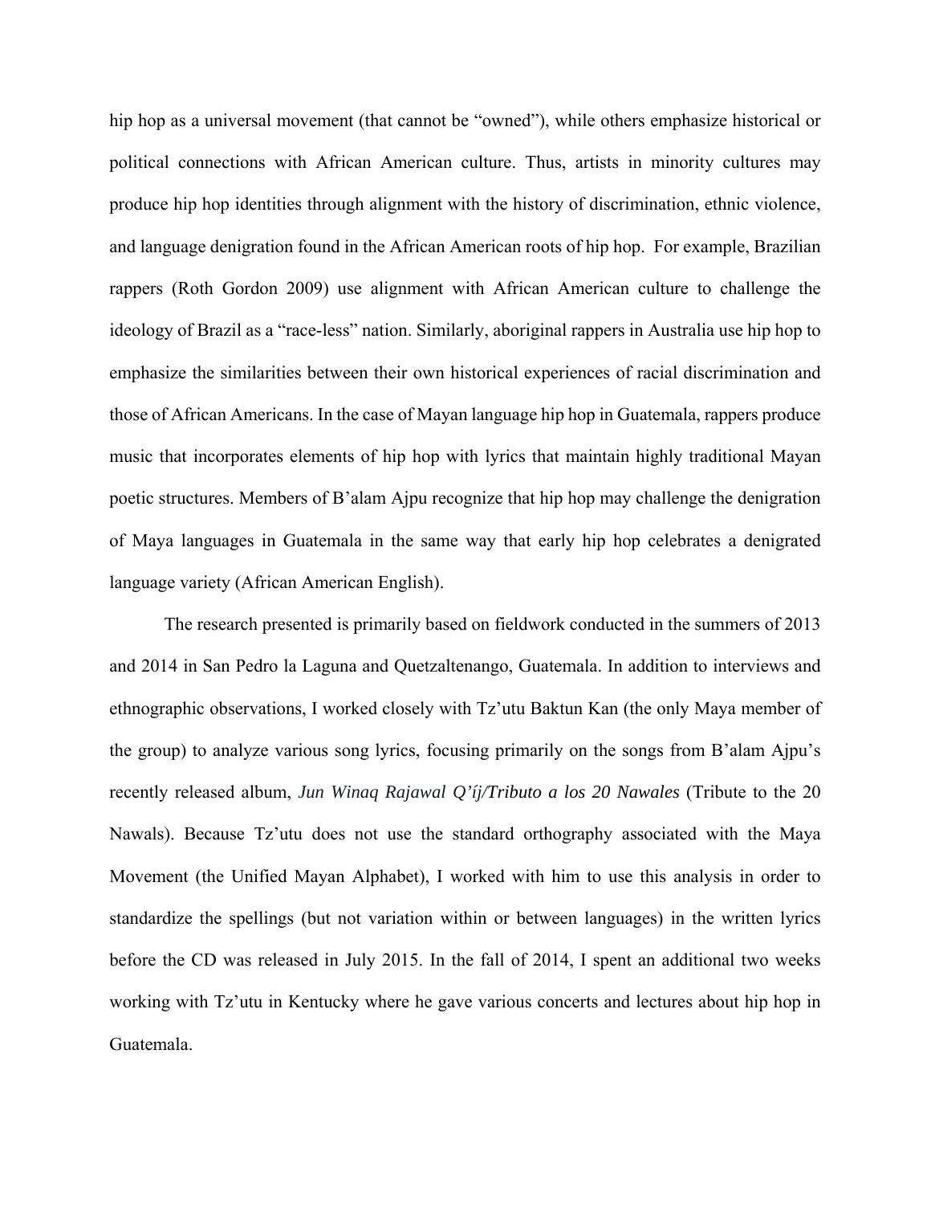hip hop as a universal movement (that cannot be "owned"), while others emphasize historical or political connections with African American culture. Thus, artists in minority cultures may produce hip hop identities through alignment with the history of discrimination, ethnic violence, and language denigration found in the African American roots of hip hop. For example, Brazilian rappers (Roth Gordon 2009) use alignment with African American culture to challenge the ideology of Brazil as a "race-less" nation. Similarly, aboriginal rappers in Australia use hip hop to emphasize the similarities between their own historical experiences of racial discrimination and those of African Americans. In the case of Mayan language hip hop in Guatemala, rappers produce music that incorporates elements of hip hop with lyrics that maintain highly traditional Mayan poetic structures. Members of B'alam Ajpu recognize that hip hop may challenge the denigration of Maya languages in Guatemala in the same way that early hip hop celebrates a denigrated language variety (African American English).

The research presented is primarily based on fieldwork conducted in the summers of 2013 and 2014 in San Pedro la Laguna and Quetzaltenango, Guatemala. In addition to interviews and ethnographic observations, I worked closely with Tz'utu Baktun Kan (the only Maya member of the group) to analyze various song lyrics, focusing primarily on the songs from B'alam Ajpu's recently released album, *Jun Winaq Rajawal Q'íj/Tributo a los 20 Nawales* (Tribute to the 20 Nawals). Because Tz'utu does not use the standard orthography associated with the Maya Movement (the Unified Mayan Alphabet), I worked with him to use this analysis in order to standardize the spellings (but not variation within or between languages) in the written lyrics before the CD was released in July 2015. In the fall of 2014, I spent an additional two weeks working with Tz'utu in Kentucky where he gave various concerts and lectures about hip hop in Guatemala.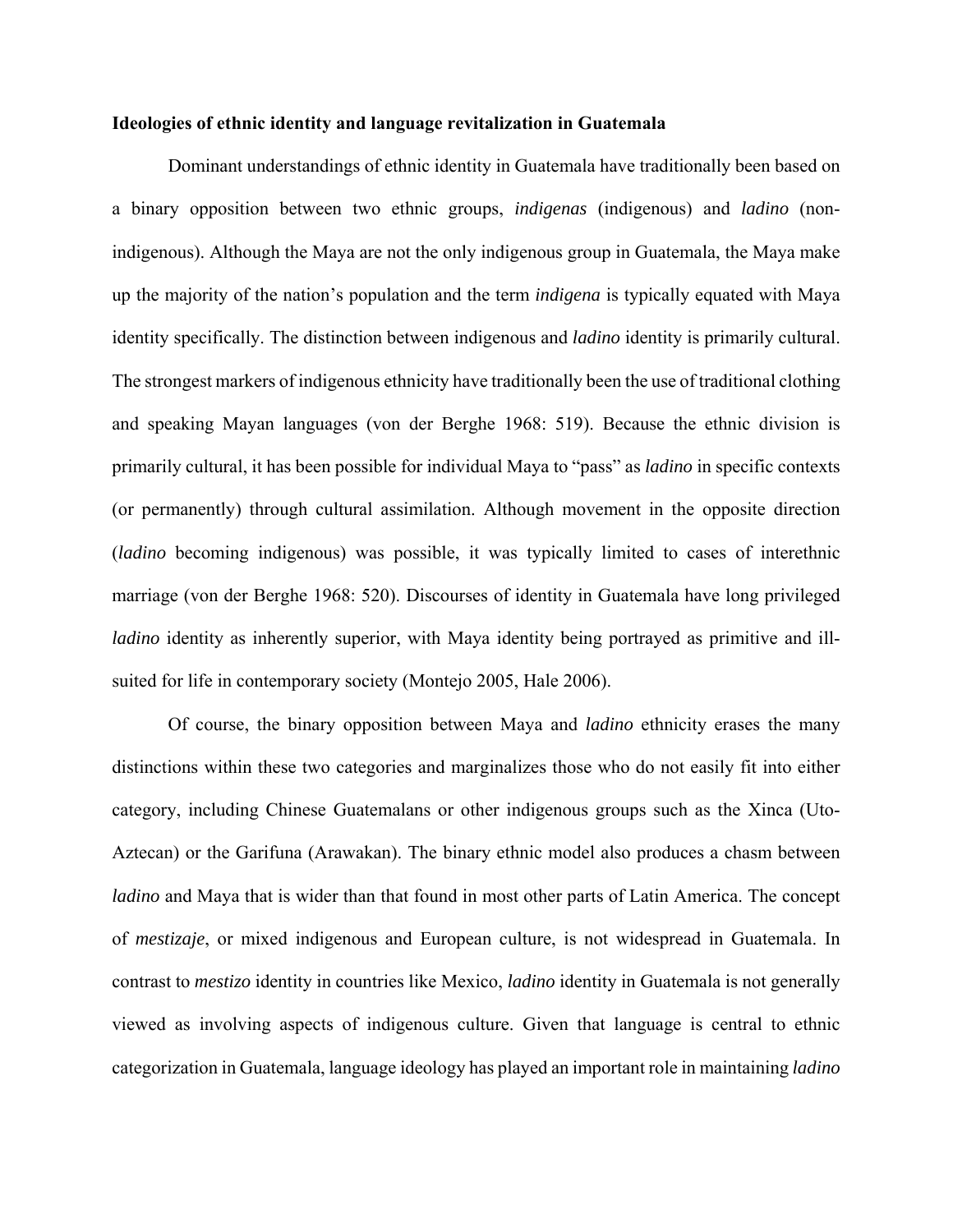**Ideologies of ethnic identity and language revitalization in Guatemala**

Dominant understandings of ethnic identity in Guatemala have traditionally been based on a binary opposition between two ethnic groups, *indigenas* (indigenous) and *ladino* (non-indigenous). Although the Maya are not the only indigenous group in Guatemala, the Maya make up the majority of the nation's population and the term *indigena* is typically equated with Maya identity specifically. The distinction between indigenous and *ladino* identity is primarily cultural. The strongest markers of indigenous ethnicity have traditionally been the use of traditional clothing and speaking Mayan languages (von der Berghe 1968: 519). Because the ethnic division is primarily cultural, it has been possible for individual Maya to "pass" as *ladino* in specific contexts (or permanently) through cultural assimilation. Although movement in the opposite direction (*ladino* becoming indigenous) was possible, it was typically limited to cases of interethnic marriage (von der Berghe 1968: 520). Discourses of identity in Guatemala have long privileged *ladino* identity as inherently superior, with Maya identity being portrayed as primitive and ill-suited for life in contemporary society (Montejo 2005, Hale 2006).

Of course, the binary opposition between Maya and *ladino* ethnicity erases the many distinctions within these two categories and marginalizes those who do not easily fit into either category, including Chinese Guatemalans or other indigenous groups such as the Xinca (Uto-Aztecan) or the Garifuna (Arawakan). The binary ethnic model also produces a chasm between *ladino* and Maya that is wider than that found in most other parts of Latin America. The concept of *mestizaje*, or mixed indigenous and European culture, is not widespread in Guatemala. In contrast to *mestizo* identity in countries like Mexico, *ladino* identity in Guatemala is not generally viewed as involving aspects of indigenous culture. Given that language is central to ethnic categorization in Guatemala, language ideology has played an important role in maintaining *ladino*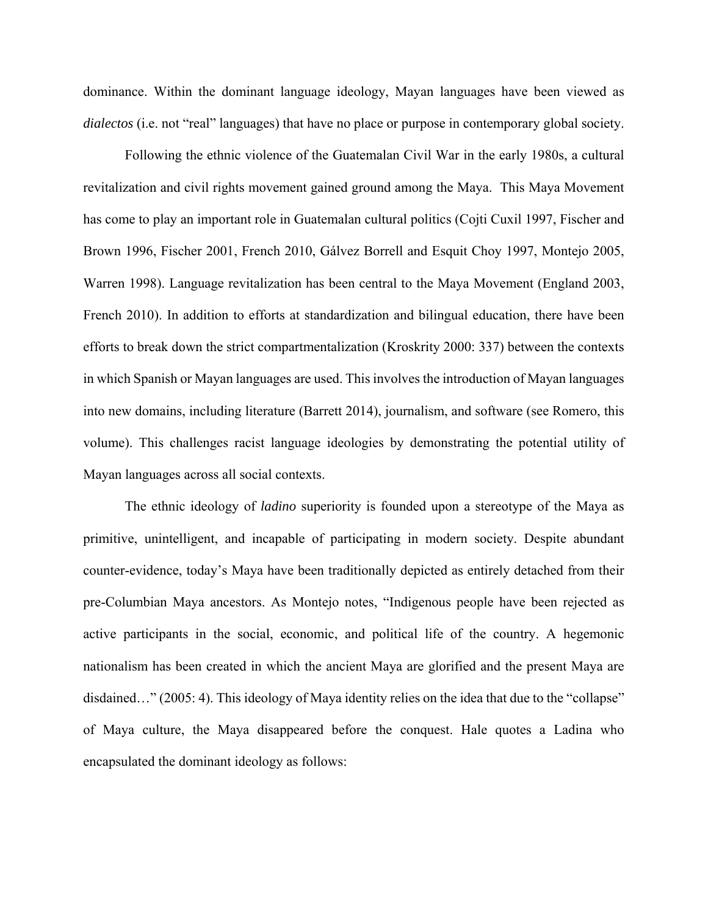dominance. Within the dominant language ideology, Mayan languages have been viewed as *dialectos* (i.e. not "real" languages) that have no place or purpose in contemporary global society.

Following the ethnic violence of the Guatemalan Civil War in the early 1980s, a cultural revitalization and civil rights movement gained ground among the Maya. This Maya Movement has come to play an important role in Guatemalan cultural politics (Cojti Cuxil 1997, Fischer and Brown 1996, Fischer 2001, French 2010, Gálvez Borrell and Esquit Choy 1997, Montejo 2005, Warren 1998). Language revitalization has been central to the Maya Movement (England 2003, French 2010). In addition to efforts at standardization and bilingual education, there have been efforts to break down the strict compartmentalization (Kroskrity 2000: 337) between the contexts in which Spanish or Mayan languages are used. This involves the introduction of Mayan languages into new domains, including literature (Barrett 2014), journalism, and software (see Romero, this volume). This challenges racist language ideologies by demonstrating the potential utility of Mayan languages across all social contexts.

The ethnic ideology of *ladino* superiority is founded upon a stereotype of the Maya as primitive, unintelligent, and incapable of participating in modern society. Despite abundant counter-evidence, today's Maya have been traditionally depicted as entirely detached from their pre-Columbian Maya ancestors. As Montejo notes, "Indigenous people have been rejected as active participants in the social, economic, and political life of the country. A hegemonic nationalism has been created in which the ancient Maya are glorified and the present Maya are disdained…" (2005: 4). This ideology of Maya identity relies on the idea that due to the "collapse" of Maya culture, the Maya disappeared before the conquest. Hale quotes a Ladina who encapsulated the dominant ideology as follows: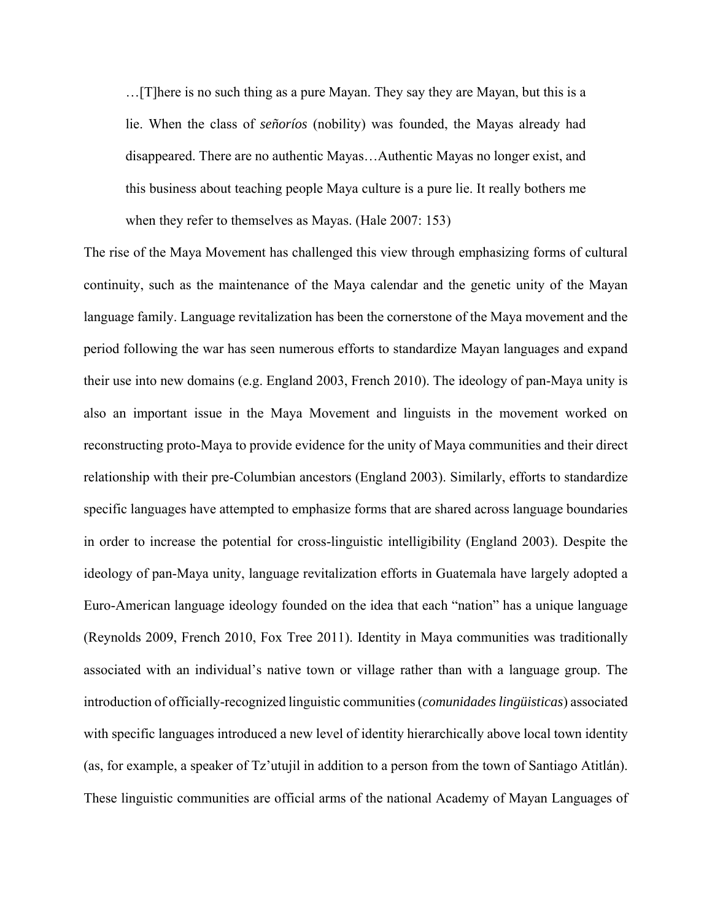> …[T]here is no such thing as a pure Mayan. They say they are Mayan, but this is a lie. When the class of *señoríos* (nobility) was founded, the Mayas already had disappeared. There are no authentic Mayas…Authentic Mayas no longer exist, and this business about teaching people Maya culture is a pure lie. It really bothers me when they refer to themselves as Mayas. (Hale 2007: 153)

The rise of the Maya Movement has challenged this view through emphasizing forms of cultural continuity, such as the maintenance of the Maya calendar and the genetic unity of the Mayan language family. Language revitalization has been the cornerstone of the Maya movement and the period following the war has seen numerous efforts to standardize Mayan languages and expand their use into new domains (e.g. England 2003, French 2010). The ideology of pan-Maya unity is also an important issue in the Maya Movement and linguists in the movement worked on reconstructing proto-Maya to provide evidence for the unity of Maya communities and their direct relationship with their pre-Columbian ancestors (England 2003). Similarly, efforts to standardize specific languages have attempted to emphasize forms that are shared across language boundaries in order to increase the potential for cross-linguistic intelligibility (England 2003). Despite the ideology of pan-Maya unity, language revitalization efforts in Guatemala have largely adopted a Euro-American language ideology founded on the idea that each "nation" has a unique language (Reynolds 2009, French 2010, Fox Tree 2011). Identity in Maya communities was traditionally associated with an individual's native town or village rather than with a language group. The introduction of officially-recognized linguistic communities (*comunidades lingüisticas*) associated with specific languages introduced a new level of identity hierarchically above local town identity (as, for example, a speaker of Tz'utujil in addition to a person from the town of Santiago Atitlán). These linguistic communities are official arms of the national Academy of Mayan Languages of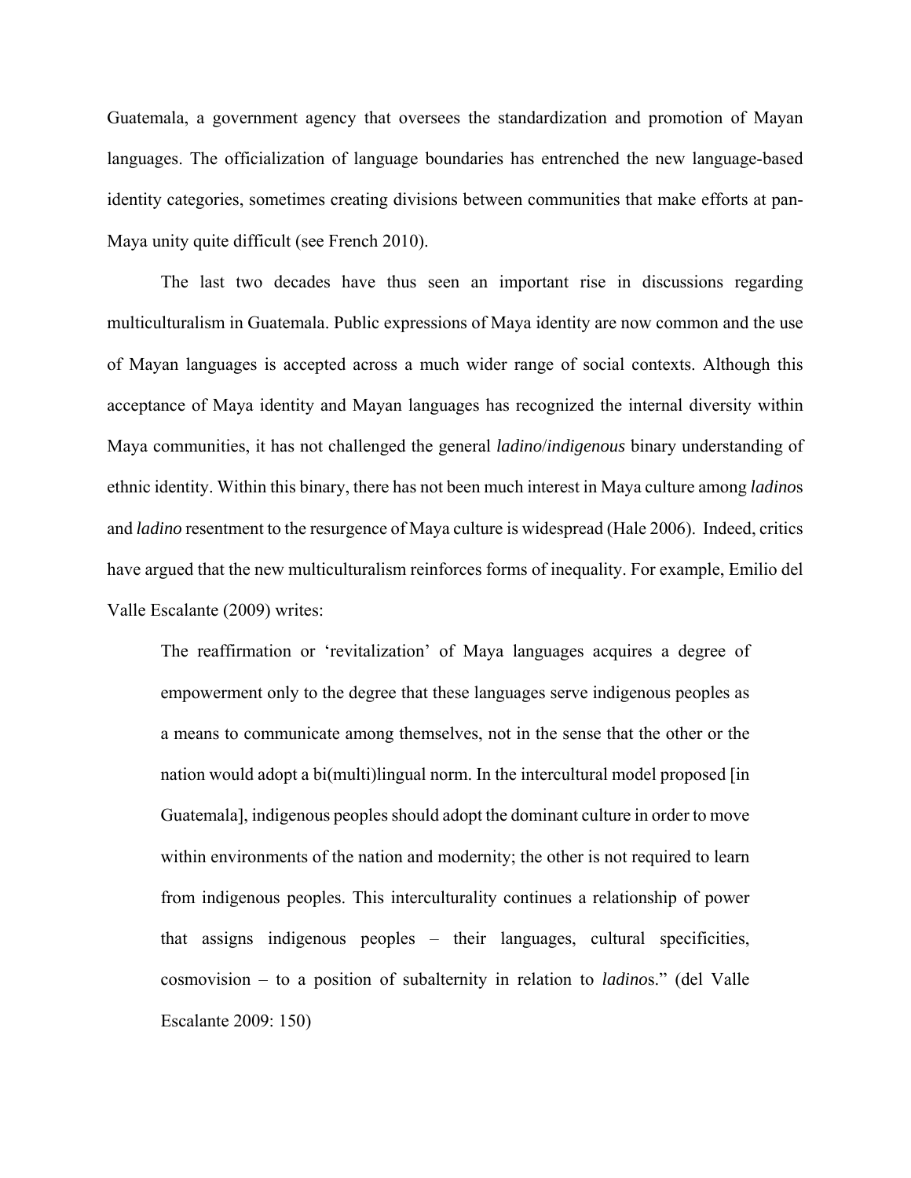Guatemala, a government agency that oversees the standardization and promotion of Mayan languages. The officialization of language boundaries has entrenched the new language-based identity categories, sometimes creating divisions between communities that make efforts at pan-Maya unity quite difficult (see French 2010).

The last two decades have thus seen an important rise in discussions regarding multiculturalism in Guatemala. Public expressions of Maya identity are now common and the use of Mayan languages is accepted across a much wider range of social contexts. Although this acceptance of Maya identity and Mayan languages has recognized the internal diversity within Maya communities, it has not challenged the general *ladino*/*indigenous* binary understanding of ethnic identity. Within this binary, there has not been much interest in Maya culture among *ladino*s and *ladino* resentment to the resurgence of Maya culture is widespread (Hale 2006). Indeed, critics have argued that the new multiculturalism reinforces forms of inequality. For example, Emilio del Valle Escalante (2009) writes:

> The reaffirmation or 'revitalization' of Maya languages acquires a degree of empowerment only to the degree that these languages serve indigenous peoples as a means to communicate among themselves, not in the sense that the other or the nation would adopt a bi(multi)lingual norm. In the intercultural model proposed [in Guatemala], indigenous peoples should adopt the dominant culture in order to move within environments of the nation and modernity; the other is not required to learn from indigenous peoples. This interculturality continues a relationship of power that assigns indigenous peoples – their languages, cultural specificities, cosmovision – to a position of subalternity in relation to *ladino*s." (del Valle Escalante 2009: 150)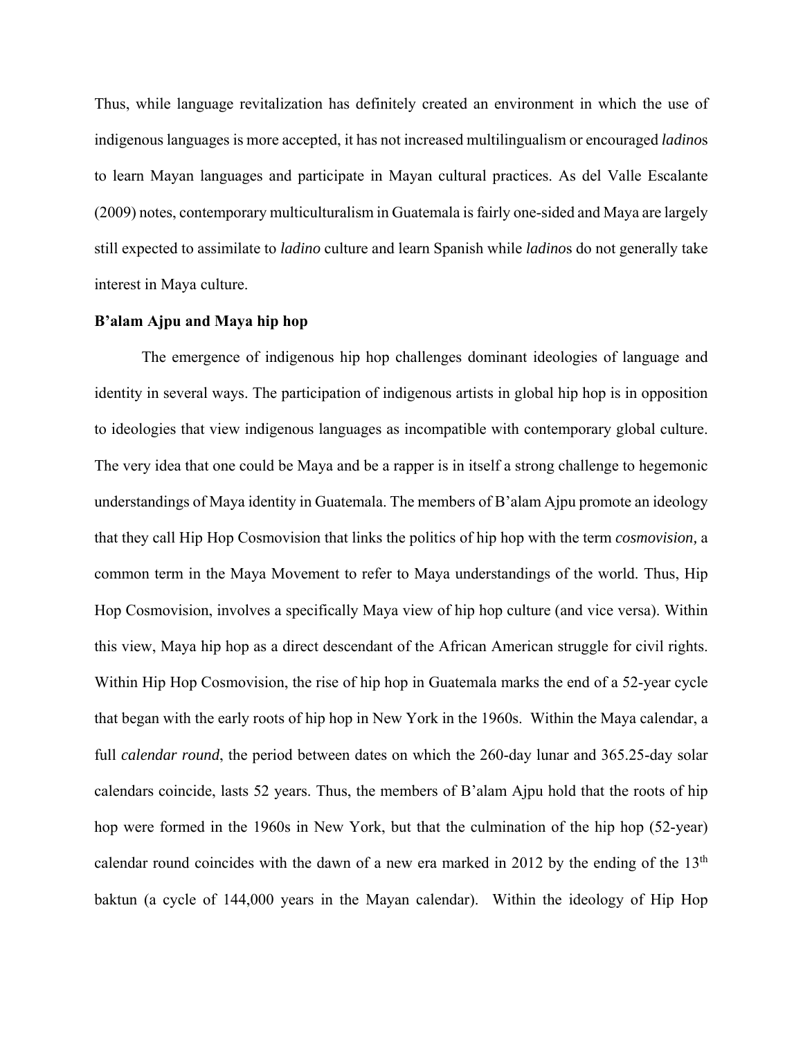Thus, while language revitalization has definitely created an environment in which the use of indigenous languages is more accepted, it has not increased multilingualism or encouraged *ladino*s to learn Mayan languages and participate in Mayan cultural practices. As del Valle Escalante (2009) notes, contemporary multiculturalism in Guatemala is fairly one-sided and Maya are largely still expected to assimilate to *ladino* culture and learn Spanish while *ladino*s do not generally take interest in Maya culture.

**B'alam Ajpu and Maya hip hop**

The emergence of indigenous hip hop challenges dominant ideologies of language and identity in several ways. The participation of indigenous artists in global hip hop is in opposition to ideologies that view indigenous languages as incompatible with contemporary global culture. The very idea that one could be Maya and be a rapper is in itself a strong challenge to hegemonic understandings of Maya identity in Guatemala. The members of B'alam Ajpu promote an ideology that they call Hip Hop Cosmovision that links the politics of hip hop with the term *cosmovision,* a common term in the Maya Movement to refer to Maya understandings of the world. Thus, Hip Hop Cosmovision, involves a specifically Maya view of hip hop culture (and vice versa). Within this view, Maya hip hop as a direct descendant of the African American struggle for civil rights. Within Hip Hop Cosmovision, the rise of hip hop in Guatemala marks the end of a 52-year cycle that began with the early roots of hip hop in New York in the 1960s. Within the Maya calendar, a full *calendar round*, the period between dates on which the 260-day lunar and 365.25-day solar calendars coincide, lasts 52 years. Thus, the members of B'alam Ajpu hold that the roots of hip hop were formed in the 1960s in New York, but that the culmination of the hip hop (52-year) calendar round coincides with the dawn of a new era marked in 2012 by the ending of the 13th baktun (a cycle of 144,000 years in the Mayan calendar). Within the ideology of Hip Hop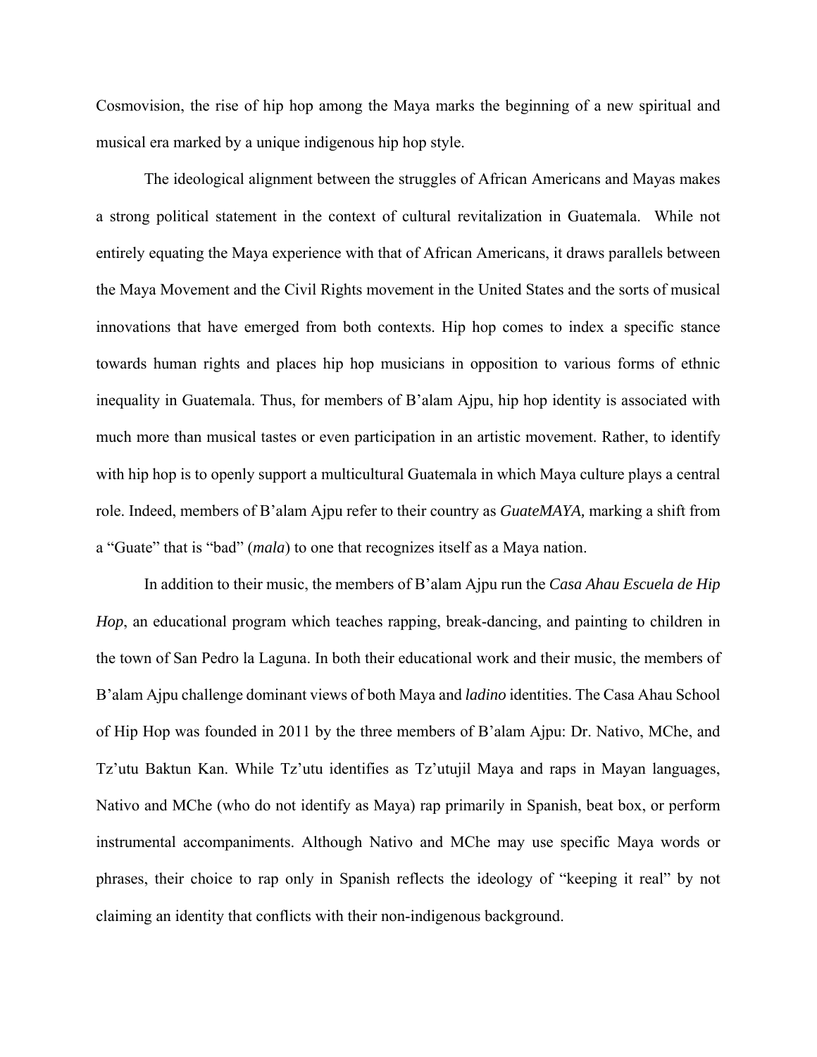Cosmovision, the rise of hip hop among the Maya marks the beginning of a new spiritual and musical era marked by a unique indigenous hip hop style.

The ideological alignment between the struggles of African Americans and Mayas makes a strong political statement in the context of cultural revitalization in Guatemala. While not entirely equating the Maya experience with that of African Americans, it draws parallels between the Maya Movement and the Civil Rights movement in the United States and the sorts of musical innovations that have emerged from both contexts. Hip hop comes to index a specific stance towards human rights and places hip hop musicians in opposition to various forms of ethnic inequality in Guatemala. Thus, for members of B'alam Ajpu, hip hop identity is associated with much more than musical tastes or even participation in an artistic movement. Rather, to identify with hip hop is to openly support a multicultural Guatemala in which Maya culture plays a central role. Indeed, members of B'alam Ajpu refer to their country as *GuateMAYA,* marking a shift from a "Guate" that is "bad" (*mala*) to one that recognizes itself as a Maya nation.

In addition to their music, the members of B'alam Ajpu run the *Casa Ahau Escuela de Hip Hop*, an educational program which teaches rapping, break-dancing, and painting to children in the town of San Pedro la Laguna. In both their educational work and their music, the members of B'alam Ajpu challenge dominant views of both Maya and *ladino* identities. The Casa Ahau School of Hip Hop was founded in 2011 by the three members of B'alam Ajpu: Dr. Nativo, MChe, and Tz'utu Baktun Kan. While Tz'utu identifies as Tz'utujil Maya and raps in Mayan languages, Nativo and MChe (who do not identify as Maya) rap primarily in Spanish, beat box, or perform instrumental accompaniments. Although Nativo and MChe may use specific Maya words or phrases, their choice to rap only in Spanish reflects the ideology of "keeping it real" by not claiming an identity that conflicts with their non-indigenous background.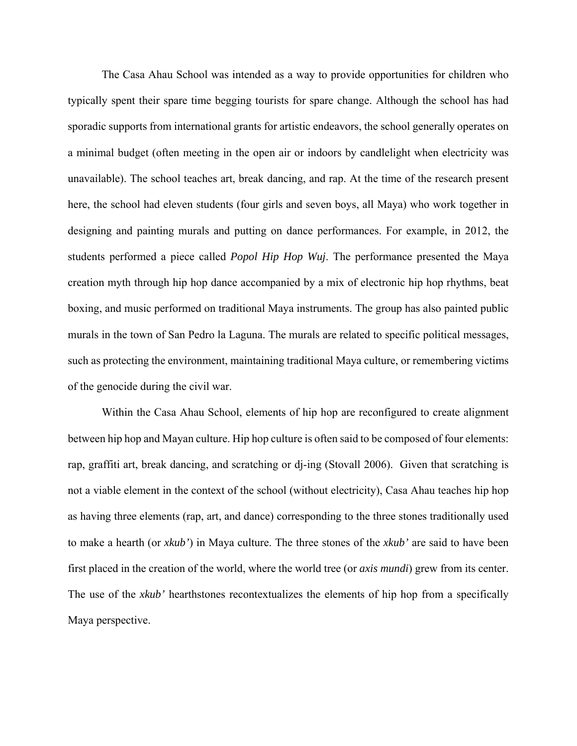The Casa Ahau School was intended as a way to provide opportunities for children who typically spent their spare time begging tourists for spare change. Although the school has had sporadic supports from international grants for artistic endeavors, the school generally operates on a minimal budget (often meeting in the open air or indoors by candlelight when electricity was unavailable). The school teaches art, break dancing, and rap. At the time of the research present here, the school had eleven students (four girls and seven boys, all Maya) who work together in designing and painting murals and putting on dance performances. For example, in 2012, the students performed a piece called *Popol Hip Hop Wuj*. The performance presented the Maya creation myth through hip hop dance accompanied by a mix of electronic hip hop rhythms, beat boxing, and music performed on traditional Maya instruments. The group has also painted public murals in the town of San Pedro la Laguna. The murals are related to specific political messages, such as protecting the environment, maintaining traditional Maya culture, or remembering victims of the genocide during the civil war.

Within the Casa Ahau School, elements of hip hop are reconfigured to create alignment between hip hop and Mayan culture. Hip hop culture is often said to be composed of four elements: rap, graffiti art, break dancing, and scratching or dj-ing (Stovall 2006). Given that scratching is not a viable element in the context of the school (without electricity), Casa Ahau teaches hip hop as having three elements (rap, art, and dance) corresponding to the three stones traditionally used to make a hearth (or *xkub'*) in Maya culture. The three stones of the *xkub'* are said to have been first placed in the creation of the world, where the world tree (or *axis mundi*) grew from its center. The use of the *xkub'* hearthstones recontextualizes the elements of hip hop from a specifically Maya perspective.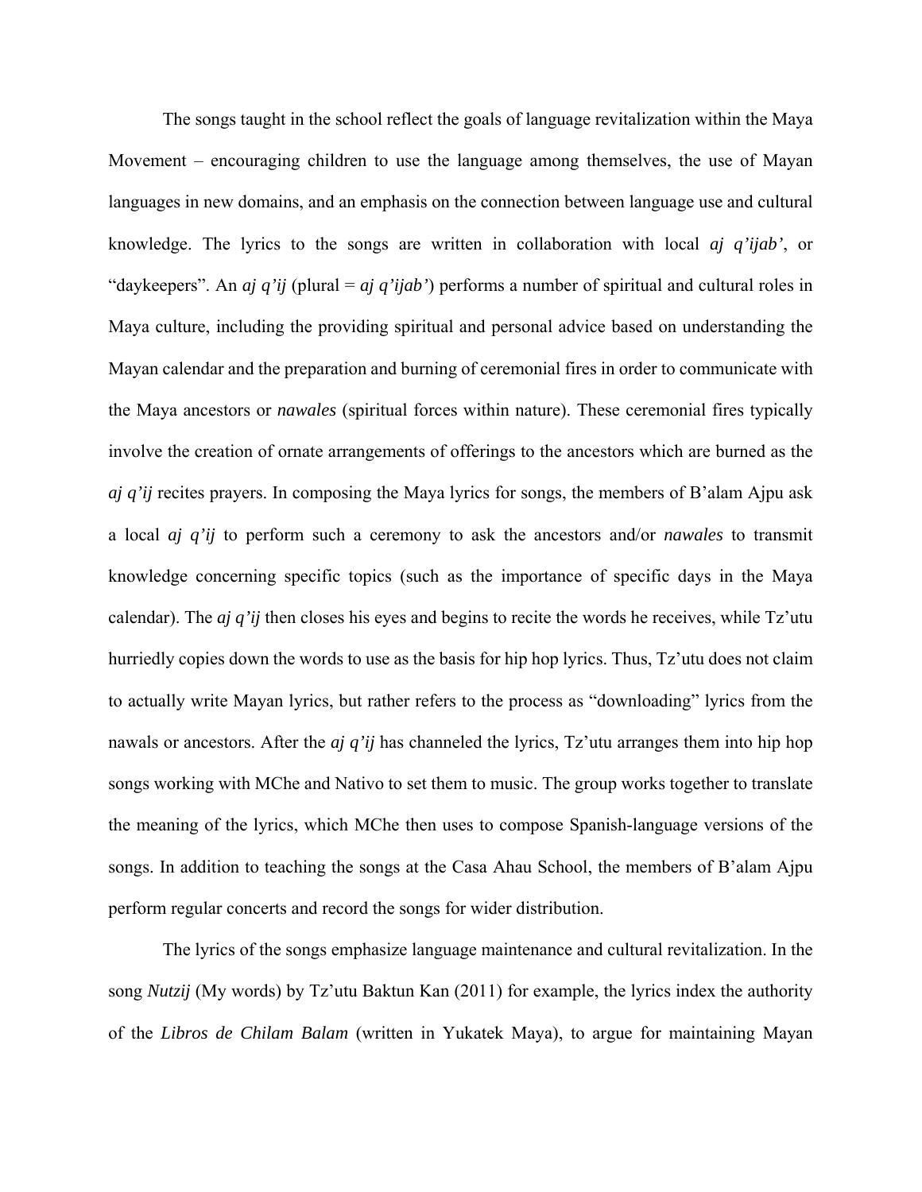The songs taught in the school reflect the goals of language revitalization within the Maya Movement – encouraging children to use the language among themselves, the use of Mayan languages in new domains, and an emphasis on the connection between language use and cultural knowledge. The lyrics to the songs are written in collaboration with local *aj q'ijab'*, or "daykeepers". An *aj q'ij* (plural = *aj q'ijab'*) performs a number of spiritual and cultural roles in Maya culture, including the providing spiritual and personal advice based on understanding the Mayan calendar and the preparation and burning of ceremonial fires in order to communicate with the Maya ancestors or *nawales* (spiritual forces within nature). These ceremonial fires typically involve the creation of ornate arrangements of offerings to the ancestors which are burned as the *aj q'ij* recites prayers. In composing the Maya lyrics for songs, the members of B'alam Ajpu ask a local *aj q'ij* to perform such a ceremony to ask the ancestors and/or *nawales* to transmit knowledge concerning specific topics (such as the importance of specific days in the Maya calendar). The *aj q'ij* then closes his eyes and begins to recite the words he receives, while Tz'utu hurriedly copies down the words to use as the basis for hip hop lyrics. Thus, Tz'utu does not claim to actually write Mayan lyrics, but rather refers to the process as "downloading" lyrics from the nawals or ancestors. After the *aj q'ij* has channeled the lyrics, Tz'utu arranges them into hip hop songs working with MChe and Nativo to set them to music. The group works together to translate the meaning of the lyrics, which MChe then uses to compose Spanish-language versions of the songs. In addition to teaching the songs at the Casa Ahau School, the members of B'alam Ajpu perform regular concerts and record the songs for wider distribution.

The lyrics of the songs emphasize language maintenance and cultural revitalization. In the song *Nutzij* (My words) by Tz'utu Baktun Kan (2011) for example, the lyrics index the authority of the *Libros de Chilam Balam* (written in Yukatek Maya), to argue for maintaining Mayan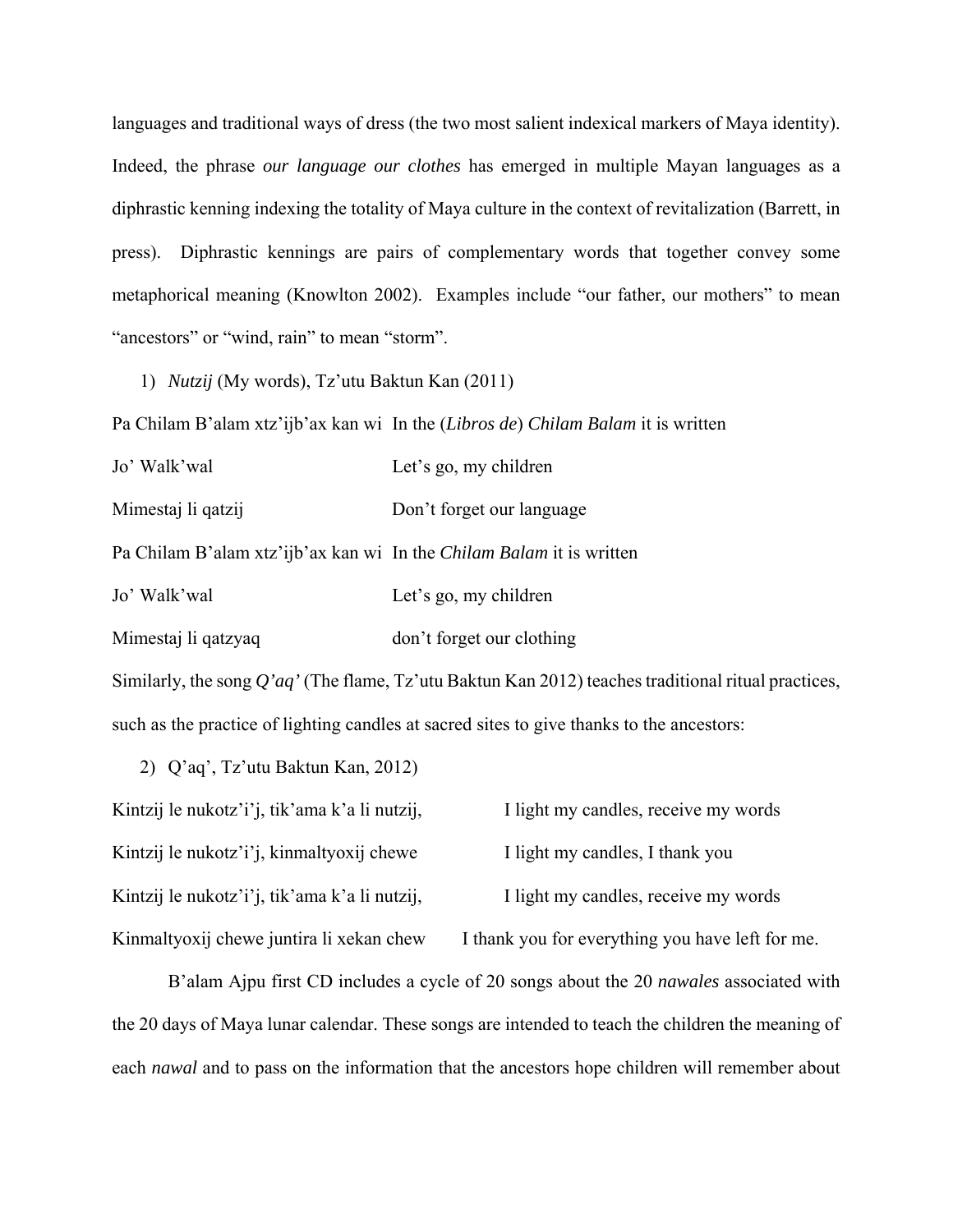languages and traditional ways of dress (the two most salient indexical markers of Maya identity). Indeed, the phrase *our language our clothes* has emerged in multiple Mayan languages as a diphrastic kenning indexing the totality of Maya culture in the context of revitalization (Barrett, in press). Diphrastic kennings are pairs of complementary words that together convey some metaphorical meaning (Knowlton 2002). Examples include "our father, our mothers" to mean "ancestors" or "wind, rain" to mean "storm".

1) *Nutzij* (My words), Tz'utu Baktun Kan (2011)

| | |
|---|---|
| Pa Chilam B'alam xtz'ijb'ax kan wi | In the (*Libros de*) *Chilam Balam* it is written |
| Jo' Walk'wal | Let's go, my children |
| Mimestaj li qatzij | Don't forget our language |
| Pa Chilam B'alam xtz'ijb'ax kan wi | In the *Chilam Balam* it is written |
| Jo' Walk'wal | Let's go, my children |
| Mimestaj li qatzyaq | don't forget our clothing |

Similarly, the song *Q'aq'* (The flame, Tz'utu Baktun Kan 2012) teaches traditional ritual practices, such as the practice of lighting candles at sacred sites to give thanks to the ancestors:

2) Q'aq', Tz'utu Baktun Kan, 2012)

| | |
|---|---|
| Kintzij le nukotz'i'j, tik'ama k'a li nutzij, | I light my candles, receive my words |
| Kintzij le nukotz'i'j, kinmaltyoxij chewe | I light my candles, I thank you |
| Kintzij le nukotz'i'j, tik'ama k'a li nutzij, | I light my candles, receive my words |
| Kinmaltyoxij chewe juntira li xekan chew | I thank you for everything you have left for me. |

B'alam Ajpu first CD includes a cycle of 20 songs about the 20 *nawales* associated with the 20 days of Maya lunar calendar. These songs are intended to teach the children the meaning of each *nawal* and to pass on the information that the ancestors hope children will remember about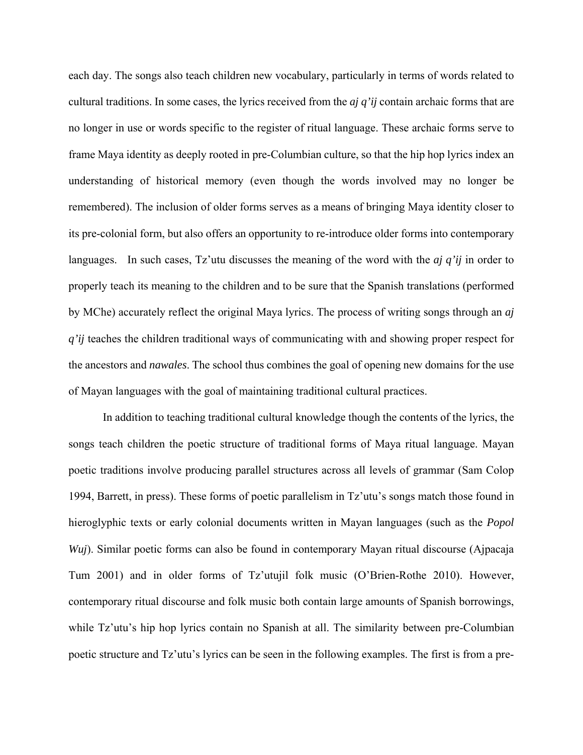each day. The songs also teach children new vocabulary, particularly in terms of words related to cultural traditions. In some cases, the lyrics received from the *aj q'ij* contain archaic forms that are no longer in use or words specific to the register of ritual language. These archaic forms serve to frame Maya identity as deeply rooted in pre-Columbian culture, so that the hip hop lyrics index an understanding of historical memory (even though the words involved may no longer be remembered). The inclusion of older forms serves as a means of bringing Maya identity closer to its pre-colonial form, but also offers an opportunity to re-introduce older forms into contemporary languages. In such cases, Tz'utu discusses the meaning of the word with the *aj q'ij* in order to properly teach its meaning to the children and to be sure that the Spanish translations (performed by MChe) accurately reflect the original Maya lyrics. The process of writing songs through an *aj q'ij* teaches the children traditional ways of communicating with and showing proper respect for the ancestors and *nawales*. The school thus combines the goal of opening new domains for the use of Mayan languages with the goal of maintaining traditional cultural practices.

In addition to teaching traditional cultural knowledge though the contents of the lyrics, the songs teach children the poetic structure of traditional forms of Maya ritual language. Mayan poetic traditions involve producing parallel structures across all levels of grammar (Sam Colop 1994, Barrett, in press). These forms of poetic parallelism in Tz'utu's songs match those found in hieroglyphic texts or early colonial documents written in Mayan languages (such as the *Popol Wuj*). Similar poetic forms can also be found in contemporary Mayan ritual discourse (Ajpacaja Tum 2001) and in older forms of Tz'utujil folk music (O'Brien-Rothe 2010). However, contemporary ritual discourse and folk music both contain large amounts of Spanish borrowings, while Tz'utu's hip hop lyrics contain no Spanish at all. The similarity between pre-Columbian poetic structure and Tz'utu's lyrics can be seen in the following examples. The first is from a pre-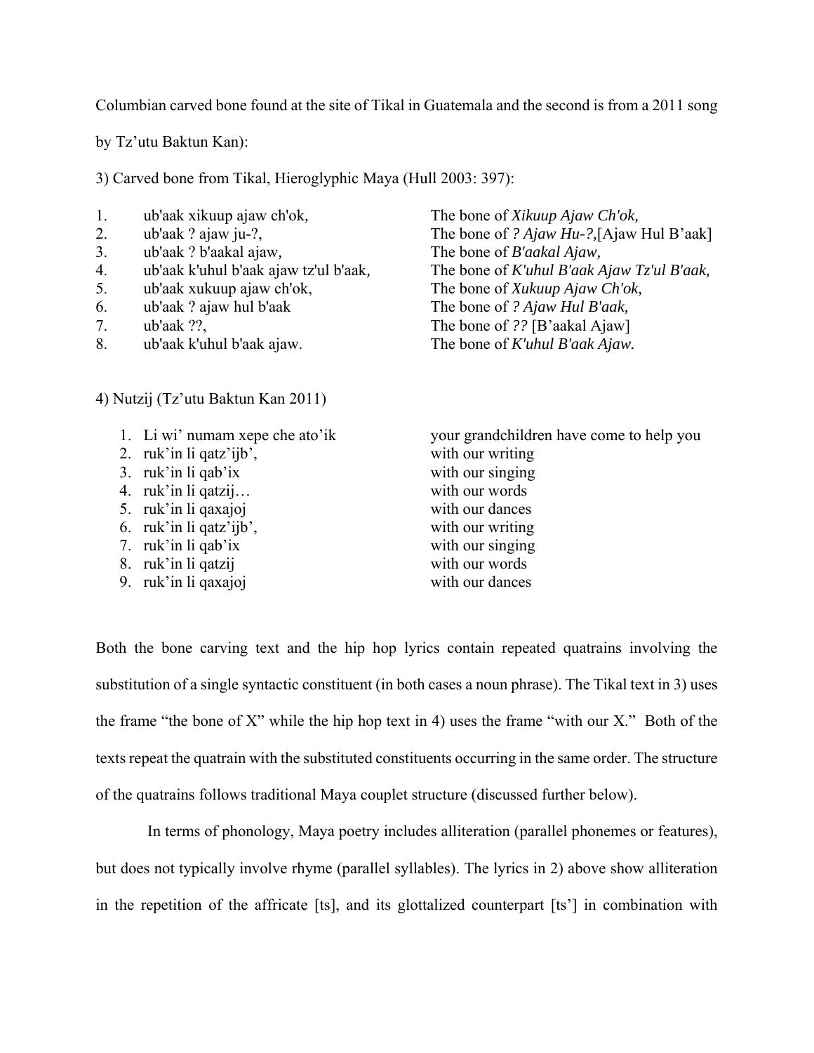Columbian carved bone found at the site of Tikal in Guatemala and the second is from a 2011 song by Tz'utu Baktun Kan):

3) Carved bone from Tikal, Hieroglyphic Maya (Hull 2003: 397):

| | | |
|---|---|---|
| 1. | ub'aak xikuup ajaw ch'ok, | The bone of *Xikuup Ajaw Ch'ok,* |
| 2. | ub'aak ? ajaw ju-?, | The bone of *? Ajaw Hu-?,*[Ajaw Hul B'aak] |
| 3. | ub'aak ? b'aakal ajaw, | The bone of *B'aakal Ajaw,* |
| 4. | ub'aak k'uhul b'aak ajaw tz'ul b'aak, | The bone of *K'uhul B'aak Ajaw Tz'ul B'aak,* |
| 5. | ub'aak xukuup ajaw ch'ok, | The bone of *Xukuup Ajaw Ch'ok,* |
| 6. | ub'aak ? ajaw hul b'aak | The bone of *? Ajaw Hul B'aak,* |
| 7. | ub'aak ??, | The bone of *??* [B'aakal Ajaw] |
| 8. | ub'aak k'uhul b'aak ajaw. | The bone of *K'uhul B'aak Ajaw.* |

4) Nutzij (Tz'utu Baktun Kan 2011)

| | | |
|---|---|---|
| 1. | Li wi' numam xepe che ato'ik | your grandchildren have come to help you |
| 2. | ruk'in li qatz'ijb', | with our writing |
| 3. | ruk'in li qab'ix | with our singing |
| 4. | ruk'in li qatzij… | with our words |
| 5. | ruk'in li qaxajoj | with our dances |
| 6. | ruk'in li qatz'ijb', | with our writing |
| 7. | ruk'in li qab'ix | with our singing |
| 8. | ruk'in li qatzij | with our words |
| 9. | ruk'in li qaxajoj | with our dances |

Both the bone carving text and the hip hop lyrics contain repeated quatrains involving the substitution of a single syntactic constituent (in both cases a noun phrase). The Tikal text in 3) uses the frame "the bone of X" while the hip hop text in 4) uses the frame "with our X." Both of the texts repeat the quatrain with the substituted constituents occurring in the same order. The structure of the quatrains follows traditional Maya couplet structure (discussed further below).

In terms of phonology, Maya poetry includes alliteration (parallel phonemes or features), but does not typically involve rhyme (parallel syllables). The lyrics in 2) above show alliteration in the repetition of the affricate [ts], and its glottalized counterpart [ts'] in combination with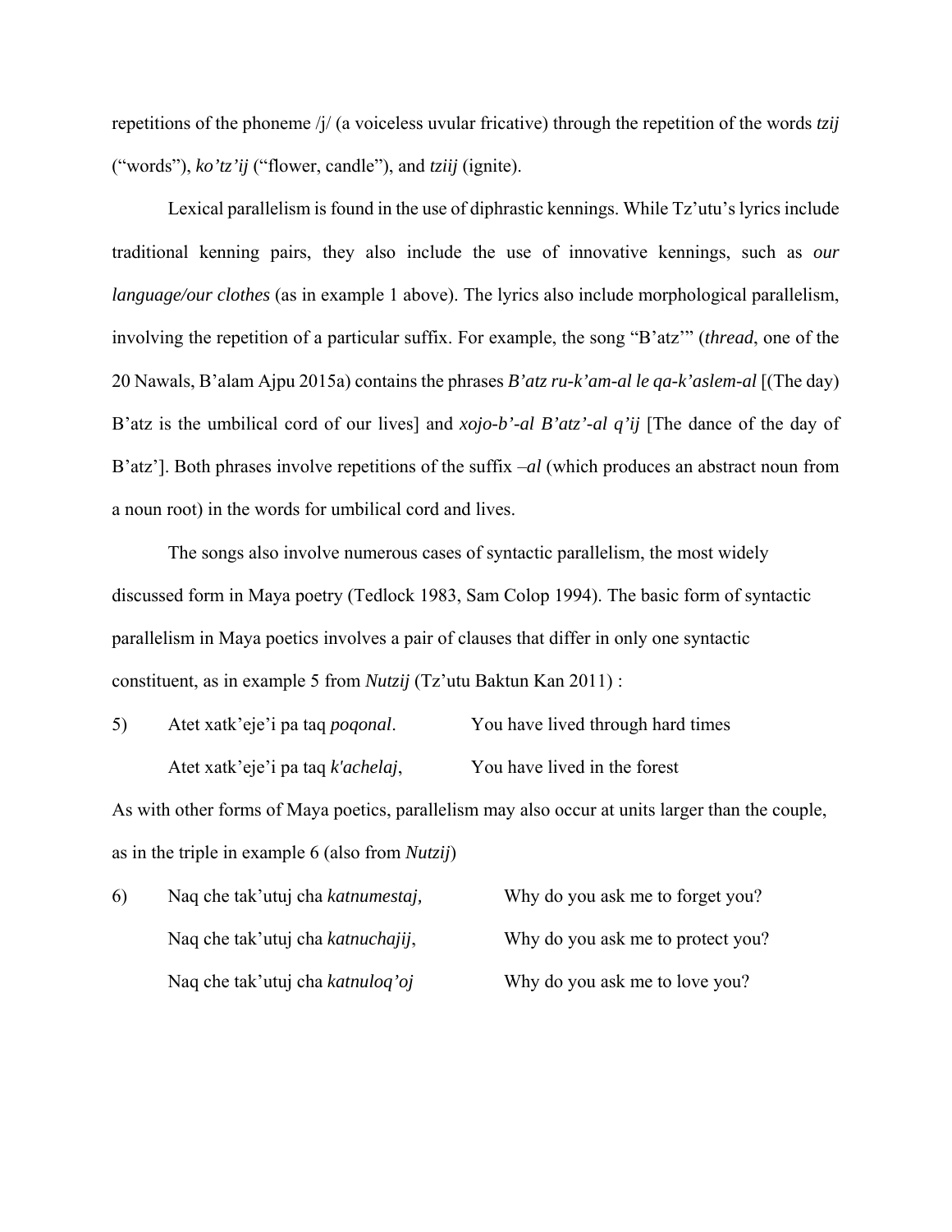repetitions of the phoneme /j/ (a voiceless uvular fricative) through the repetition of the words *tzij* ("words"), *ko'tz'ij* ("flower, candle"), and *tziij* (ignite).

Lexical parallelism is found in the use of diphrastic kennings. While Tz'utu's lyrics include traditional kenning pairs, they also include the use of innovative kennings, such as *our language/our clothes* (as in example 1 above). The lyrics also include morphological parallelism, involving the repetition of a particular suffix. For example, the song "B'atz'" (*thread*, one of the 20 Nawals, B'alam Ajpu 2015a) contains the phrases *B'atz ru-k'am-al le qa-k'aslem-al* [(The day) B'atz is the umbilical cord of our lives] and *xojo-b'-al B'atz'-al q'ij* [The dance of the day of B'atz']. Both phrases involve repetitions of the suffix *–al* (which produces an abstract noun from a noun root) in the words for umbilical cord and lives.

The songs also involve numerous cases of syntactic parallelism, the most widely discussed form in Maya poetry (Tedlock 1983, Sam Colop 1994). The basic form of syntactic parallelism in Maya poetics involves a pair of clauses that differ in only one syntactic constituent, as in example 5 from *Nutzij* (Tz'utu Baktun Kan 2011) :

5) Atet xatk'eje'i pa taq *poqonal*. — You have lived through hard times

   Atet xatk'eje'i pa taq *k'achelaj*, — You have lived in the forest

As with other forms of Maya poetics, parallelism may also occur at units larger than the couple, as in the triple in example 6 (also from *Nutzij*)

6) Naq che tak'utuj cha *katnumestaj,* — Why do you ask me to forget you?

   Naq che tak'utuj cha *katnuchajij*, — Why do you ask me to protect you?

   Naq che tak'utuj cha *katnuloq'oj* — Why do you ask me to love you?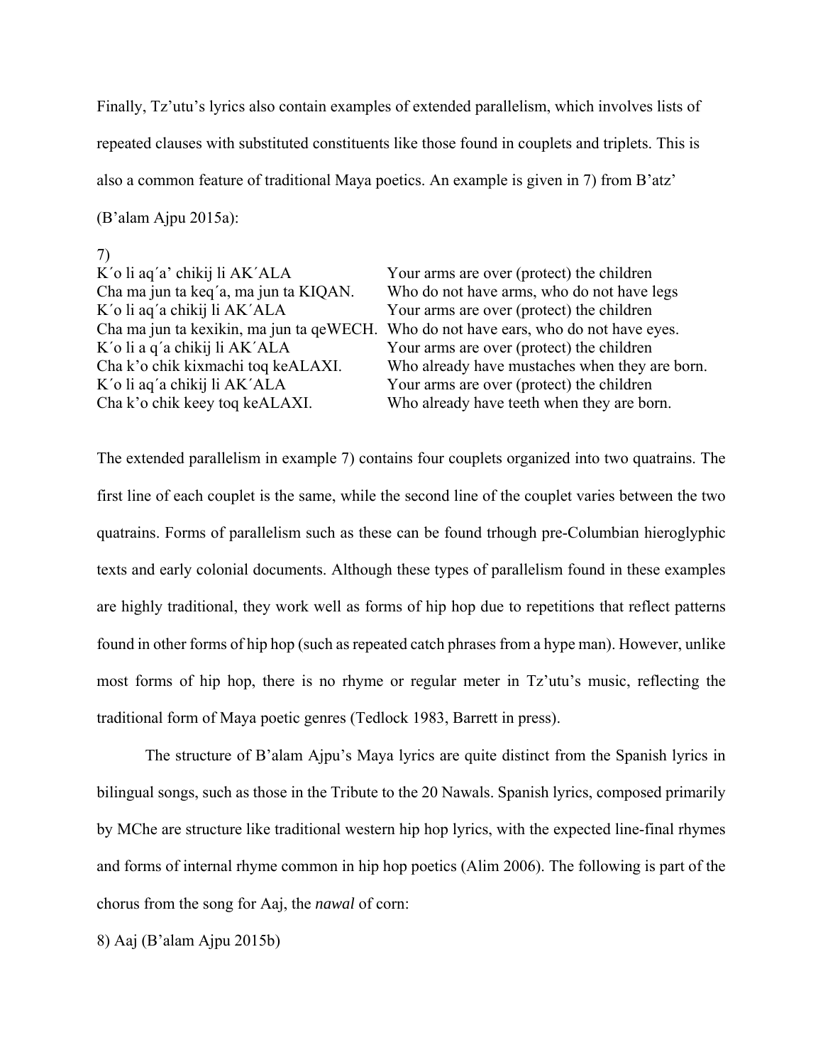Finally, Tz'utu's lyrics also contain examples of extended parallelism, which involves lists of repeated clauses with substituted constituents like those found in couplets and triplets. This is also a common feature of traditional Maya poetics. An example is given in 7) from B'atz' (B'alam Ajpu 2015a):

7)

| | |
|---|---|
| K´o li aq´a' chikij li AK´ALA | Your arms are over (protect) the children |
| Cha ma jun ta keq´a, ma jun ta KIQAN. | Who do not have arms, who do not have legs |
| K´o li aq´a chikij li AK´ALA | Your arms are over (protect) the children |
| Cha ma jun ta kexikin, ma jun ta qeWECH. | Who do not have ears, who do not have eyes. |
| K´o li a q´a chikij li AK´ALA | Your arms are over (protect) the children |
| Cha k'o chik kixmachi toq keALAXI. | Who already have mustaches when they are born. |
| K´o li aq´a chikij li AK´ALA | Your arms are over (protect) the children |
| Cha k'o chik keey toq keALAXI. | Who already have teeth when they are born. |

The extended parallelism in example 7) contains four couplets organized into two quatrains. The first line of each couplet is the same, while the second line of the couplet varies between the two quatrains. Forms of parallelism such as these can be found trhough pre-Columbian hieroglyphic texts and early colonial documents. Although these types of parallelism found in these examples are highly traditional, they work well as forms of hip hop due to repetitions that reflect patterns found in other forms of hip hop (such as repeated catch phrases from a hype man). However, unlike most forms of hip hop, there is no rhyme or regular meter in Tz'utu's music, reflecting the traditional form of Maya poetic genres (Tedlock 1983, Barrett in press).

The structure of B'alam Ajpu's Maya lyrics are quite distinct from the Spanish lyrics in bilingual songs, such as those in the Tribute to the 20 Nawals. Spanish lyrics, composed primarily by MChe are structure like traditional western hip hop lyrics, with the expected line-final rhymes and forms of internal rhyme common in hip hop poetics (Alim 2006). The following is part of the chorus from the song for Aaj, the *nawal* of corn:

8) Aaj (B'alam Ajpu 2015b)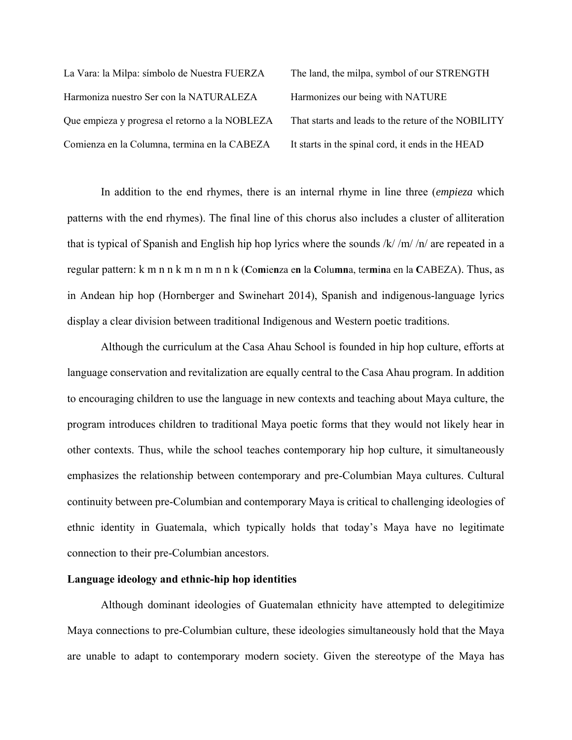| | |
|---|---|
| La Vara: la Milpa: símbolo de Nuestra FUERZA | The land, the milpa, symbol of our STRENGTH |
| Harmoniza nuestro Ser con la NATURALEZA | Harmonizes our being with NATURE |
| Que empieza y progresa el retorno a la NOBLEZA | That starts and leads to the reture of the NOBILITY |
| Comienza en la Columna, termina en la CABEZA | It starts in the spinal cord, it ends in the HEAD |

In addition to the end rhymes, there is an internal rhyme in line three (*empieza* which patterns with the end rhymes). The final line of this chorus also includes a cluster of alliteration that is typical of Spanish and English hip hop lyrics where the sounds /k/ /m/ /n/ are repeated in a regular pattern: k m n n k m n m n n k (**C**o**m**ie**n**za e**n** la **C**olu**mn**a, ter**min**a en la **C**ABEZA). Thus, as in Andean hip hop (Hornberger and Swinehart 2014), Spanish and indigenous-language lyrics display a clear division between traditional Indigenous and Western poetic traditions.

Although the curriculum at the Casa Ahau School is founded in hip hop culture, efforts at language conservation and revitalization are equally central to the Casa Ahau program. In addition to encouraging children to use the language in new contexts and teaching about Maya culture, the program introduces children to traditional Maya poetic forms that they would not likely hear in other contexts. Thus, while the school teaches contemporary hip hop culture, it simultaneously emphasizes the relationship between contemporary and pre-Columbian Maya cultures. Cultural continuity between pre-Columbian and contemporary Maya is critical to challenging ideologies of ethnic identity in Guatemala, which typically holds that today's Maya have no legitimate connection to their pre-Columbian ancestors.

**Language ideology and ethnic-hip hop identities**

Although dominant ideologies of Guatemalan ethnicity have attempted to delegitimize Maya connections to pre-Columbian culture, these ideologies simultaneously hold that the Maya are unable to adapt to contemporary modern society. Given the stereotype of the Maya has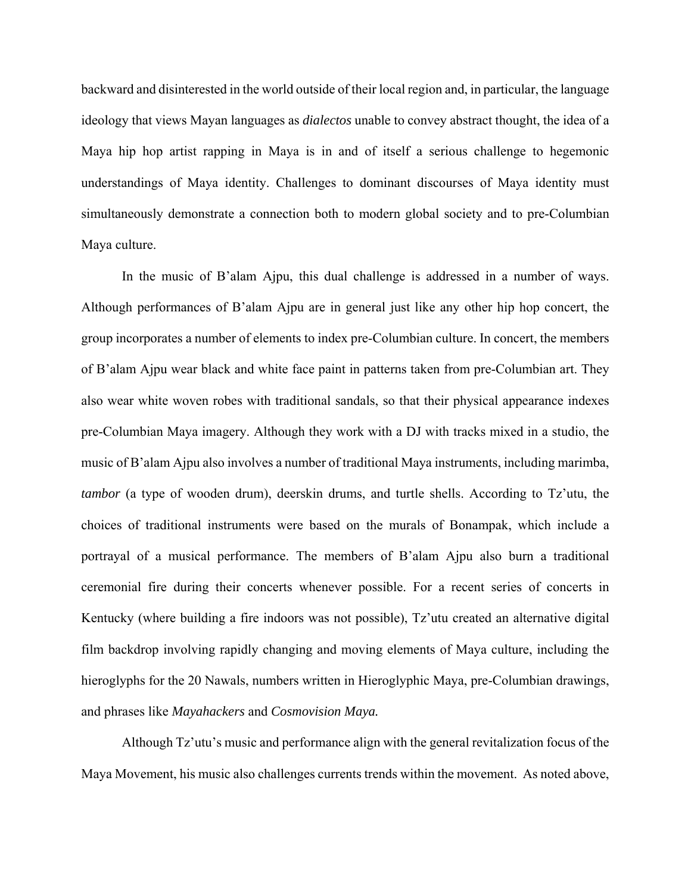backward and disinterested in the world outside of their local region and, in particular, the language ideology that views Mayan languages as *dialectos* unable to convey abstract thought, the idea of a Maya hip hop artist rapping in Maya is in and of itself a serious challenge to hegemonic understandings of Maya identity. Challenges to dominant discourses of Maya identity must simultaneously demonstrate a connection both to modern global society and to pre-Columbian Maya culture.

In the music of B'alam Ajpu, this dual challenge is addressed in a number of ways. Although performances of B'alam Ajpu are in general just like any other hip hop concert, the group incorporates a number of elements to index pre-Columbian culture. In concert, the members of B'alam Ajpu wear black and white face paint in patterns taken from pre-Columbian art. They also wear white woven robes with traditional sandals, so that their physical appearance indexes pre-Columbian Maya imagery. Although they work with a DJ with tracks mixed in a studio, the music of B'alam Ajpu also involves a number of traditional Maya instruments, including marimba, *tambor* (a type of wooden drum), deerskin drums, and turtle shells. According to Tz'utu, the choices of traditional instruments were based on the murals of Bonampak, which include a portrayal of a musical performance. The members of B'alam Ajpu also burn a traditional ceremonial fire during their concerts whenever possible. For a recent series of concerts in Kentucky (where building a fire indoors was not possible), Tz'utu created an alternative digital film backdrop involving rapidly changing and moving elements of Maya culture, including the hieroglyphs for the 20 Nawals, numbers written in Hieroglyphic Maya, pre-Columbian drawings, and phrases like *Mayahackers* and *Cosmovision Maya.*

Although Tz'utu's music and performance align with the general revitalization focus of the Maya Movement, his music also challenges currents trends within the movement. As noted above,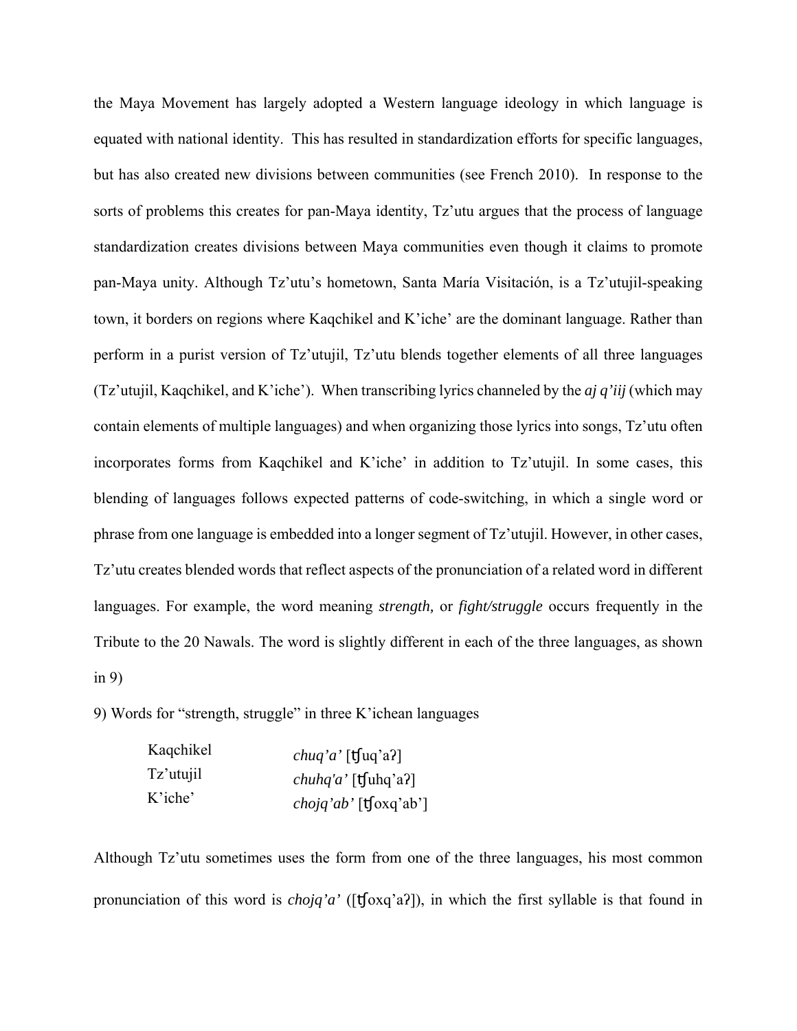the Maya Movement has largely adopted a Western language ideology in which language is equated with national identity. This has resulted in standardization efforts for specific languages, but has also created new divisions between communities (see French 2010). In response to the sorts of problems this creates for pan-Maya identity, Tz'utu argues that the process of language standardization creates divisions between Maya communities even though it claims to promote pan-Maya unity. Although Tz'utu's hometown, Santa María Visitación, is a Tz'utujil-speaking town, it borders on regions where Kaqchikel and K'iche' are the dominant language. Rather than perform in a purist version of Tz'utujil, Tz'utu blends together elements of all three languages (Tz'utujil, Kaqchikel, and K'iche'). When transcribing lyrics channeled by the *aj q'iij* (which may contain elements of multiple languages) and when organizing those lyrics into songs, Tz'utu often incorporates forms from Kaqchikel and K'iche' in addition to Tz'utujil. In some cases, this blending of languages follows expected patterns of code-switching, in which a single word or phrase from one language is embedded into a longer segment of Tz'utujil. However, in other cases, Tz'utu creates blended words that reflect aspects of the pronunciation of a related word in different languages. For example, the word meaning *strength,* or *fight/struggle* occurs frequently in the Tribute to the 20 Nawals. The word is slightly different in each of the three languages, as shown in 9)

9) Words for "strength, struggle" in three K'ichean languages

| | |
|---|---|
| Kaqchikel | *chuq'a'* [ʧuq'aʔ] |
| Tz'utujil | *chuhq'a'* [ʧuhq'aʔ] |
| K'iche' | *chojq'ab'* [ʧoxq'ab'] |

Although Tz'utu sometimes uses the form from one of the three languages, his most common pronunciation of this word is *chojq'a'* ([ʧoxq'aʔ]), in which the first syllable is that found in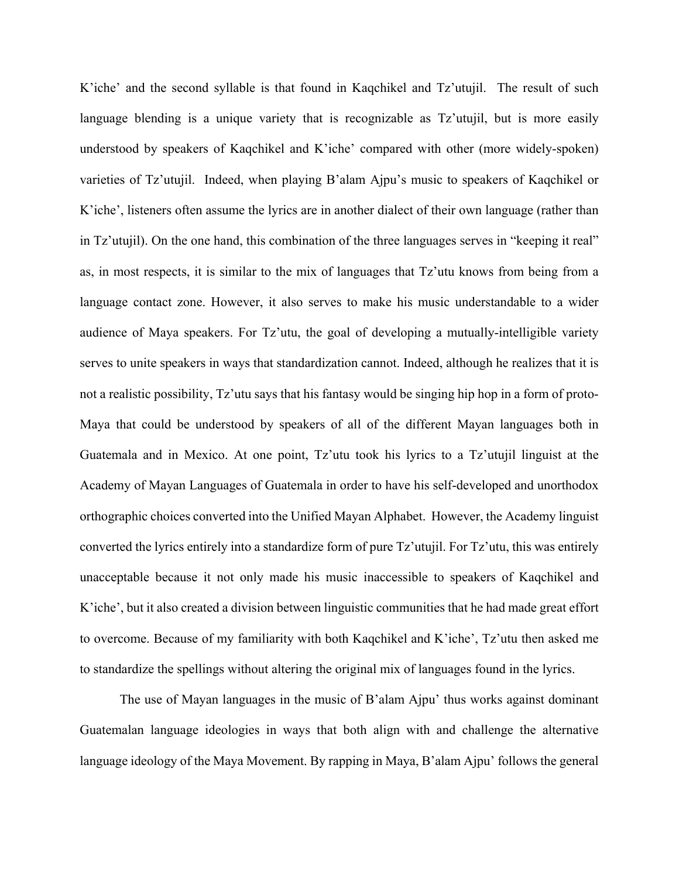K'iche' and the second syllable is that found in Kaqchikel and Tz'utujil. The result of such language blending is a unique variety that is recognizable as Tz'utujil, but is more easily understood by speakers of Kaqchikel and K'iche' compared with other (more widely-spoken) varieties of Tz'utujil. Indeed, when playing B'alam Ajpu's music to speakers of Kaqchikel or K'iche', listeners often assume the lyrics are in another dialect of their own language (rather than in Tz'utujil). On the one hand, this combination of the three languages serves in "keeping it real" as, in most respects, it is similar to the mix of languages that Tz'utu knows from being from a language contact zone. However, it also serves to make his music understandable to a wider audience of Maya speakers. For Tz'utu, the goal of developing a mutually-intelligible variety serves to unite speakers in ways that standardization cannot. Indeed, although he realizes that it is not a realistic possibility, Tz'utu says that his fantasy would be singing hip hop in a form of proto-Maya that could be understood by speakers of all of the different Mayan languages both in Guatemala and in Mexico. At one point, Tz'utu took his lyrics to a Tz'utujil linguist at the Academy of Mayan Languages of Guatemala in order to have his self-developed and unorthodox orthographic choices converted into the Unified Mayan Alphabet. However, the Academy linguist converted the lyrics entirely into a standardize form of pure Tz'utujil. For Tz'utu, this was entirely unacceptable because it not only made his music inaccessible to speakers of Kaqchikel and K'iche', but it also created a division between linguistic communities that he had made great effort to overcome. Because of my familiarity with both Kaqchikel and K'iche', Tz'utu then asked me to standardize the spellings without altering the original mix of languages found in the lyrics.

The use of Mayan languages in the music of B'alam Ajpu' thus works against dominant Guatemalan language ideologies in ways that both align with and challenge the alternative language ideology of the Maya Movement. By rapping in Maya, B'alam Ajpu' follows the general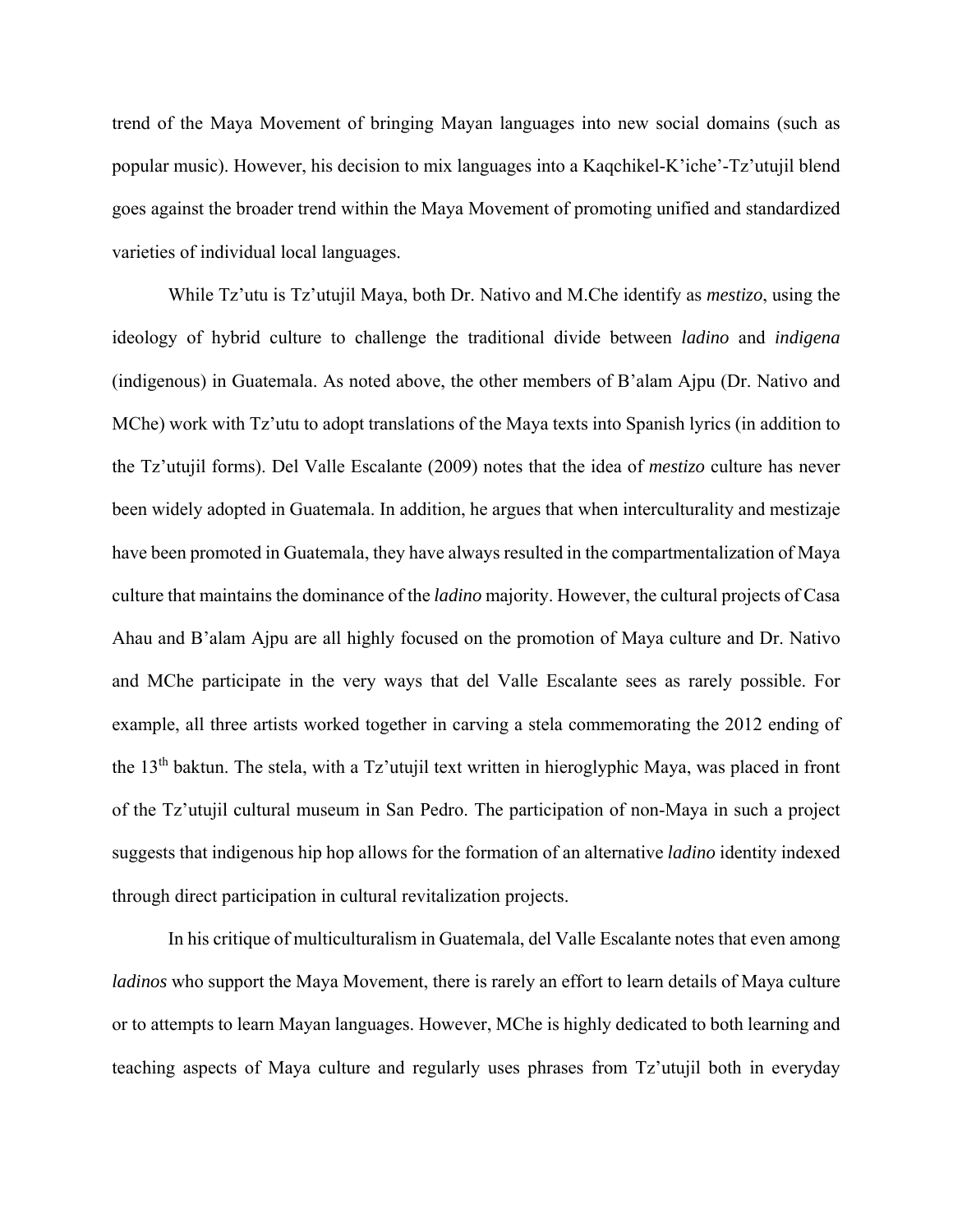trend of the Maya Movement of bringing Mayan languages into new social domains (such as popular music). However, his decision to mix languages into a Kaqchikel-K'iche'-Tz'utujil blend goes against the broader trend within the Maya Movement of promoting unified and standardized varieties of individual local languages.

While Tz'utu is Tz'utujil Maya, both Dr. Nativo and M.Che identify as *mestizo*, using the ideology of hybrid culture to challenge the traditional divide between *ladino* and *indigena* (indigenous) in Guatemala. As noted above, the other members of B'alam Ajpu (Dr. Nativo and MChe) work with Tz'utu to adopt translations of the Maya texts into Spanish lyrics (in addition to the Tz'utujil forms). Del Valle Escalante (2009) notes that the idea of *mestizo* culture has never been widely adopted in Guatemala. In addition, he argues that when interculturality and mestizaje have been promoted in Guatemala, they have always resulted in the compartmentalization of Maya culture that maintains the dominance of the *ladino* majority. However, the cultural projects of Casa Ahau and B'alam Ajpu are all highly focused on the promotion of Maya culture and Dr. Nativo and MChe participate in the very ways that del Valle Escalante sees as rarely possible. For example, all three artists worked together in carving a stela commemorating the 2012 ending of the 13th baktun. The stela, with a Tz'utujil text written in hieroglyphic Maya, was placed in front of the Tz'utujil cultural museum in San Pedro. The participation of non-Maya in such a project suggests that indigenous hip hop allows for the formation of an alternative *ladino* identity indexed through direct participation in cultural revitalization projects.

In his critique of multiculturalism in Guatemala, del Valle Escalante notes that even among *ladinos* who support the Maya Movement, there is rarely an effort to learn details of Maya culture or to attempts to learn Mayan languages. However, MChe is highly dedicated to both learning and teaching aspects of Maya culture and regularly uses phrases from Tz'utujil both in everyday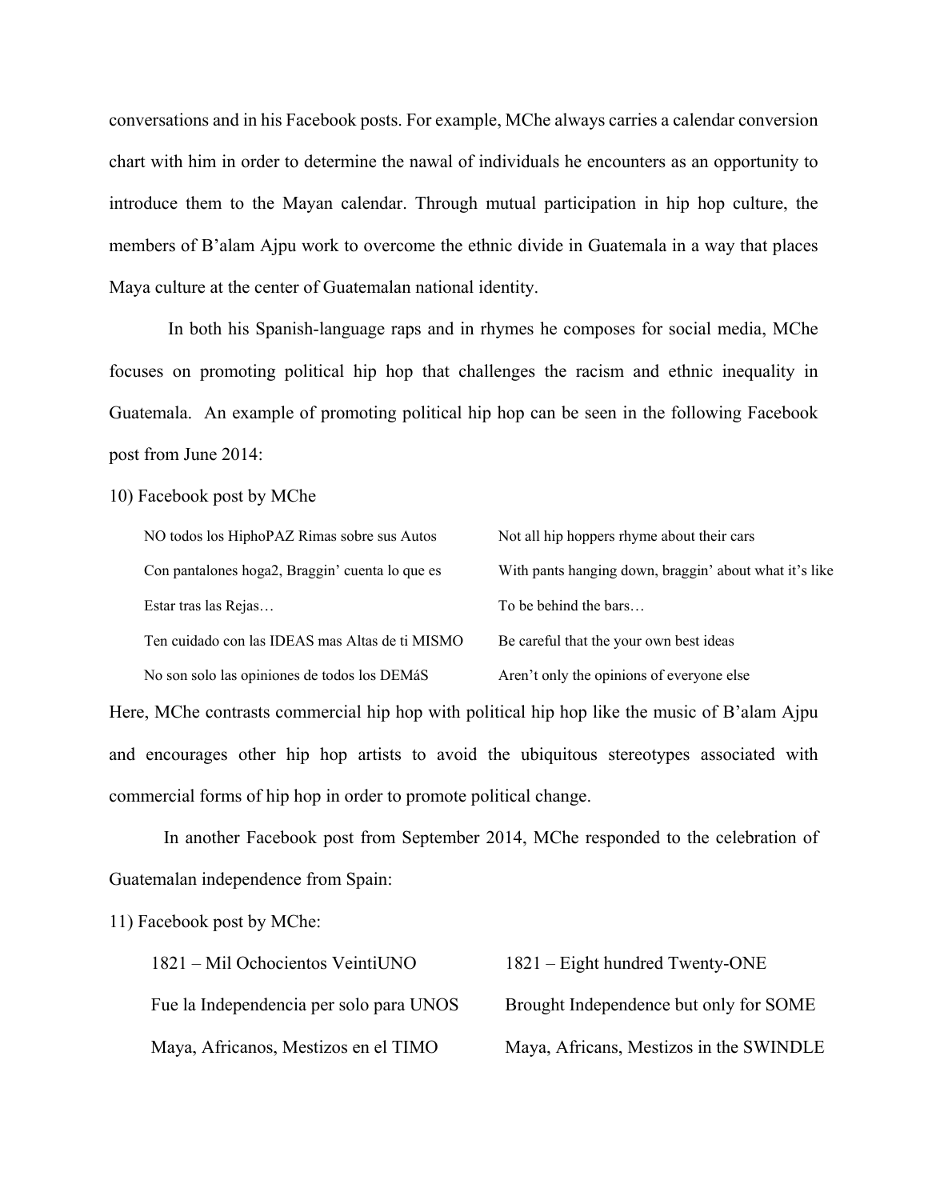conversations and in his Facebook posts. For example, MChe always carries a calendar conversion chart with him in order to determine the nawal of individuals he encounters as an opportunity to introduce them to the Mayan calendar. Through mutual participation in hip hop culture, the members of B'alam Ajpu work to overcome the ethnic divide in Guatemala in a way that places Maya culture at the center of Guatemalan national identity.

In both his Spanish-language raps and in rhymes he composes for social media, MChe focuses on promoting political hip hop that challenges the racism and ethnic inequality in Guatemala. An example of promoting political hip hop can be seen in the following Facebook post from June 2014:

10) Facebook post by MChe

| | |
|---|---|
| NO todos los HiphoPAZ Rimas sobre sus Autos | Not all hip hoppers rhyme about their cars |
| Con pantalones hoga2, Braggin' cuenta lo que es | With pants hanging down, braggin' about what it's like |
| Estar tras las Rejas… | To be behind the bars… |
| Ten cuidado con las IDEAS mas Altas de ti MISMO | Be careful that the your own best ideas |
| No son solo las opiniones de todos los DEMáS | Aren't only the opinions of everyone else |

Here, MChe contrasts commercial hip hop with political hip hop like the music of B'alam Ajpu and encourages other hip hop artists to avoid the ubiquitous stereotypes associated with commercial forms of hip hop in order to promote political change.

In another Facebook post from September 2014, MChe responded to the celebration of Guatemalan independence from Spain:

11) Facebook post by MChe:

| | |
|---|---|
| 1821 – Mil Ochocientos VeintiUNO | 1821 – Eight hundred Twenty-ONE |
| Fue la Independencia per solo para UNOS | Brought Independence but only for SOME |
| Maya, Africanos, Mestizos en el TIMO | Maya, Africans, Mestizos in the SWINDLE |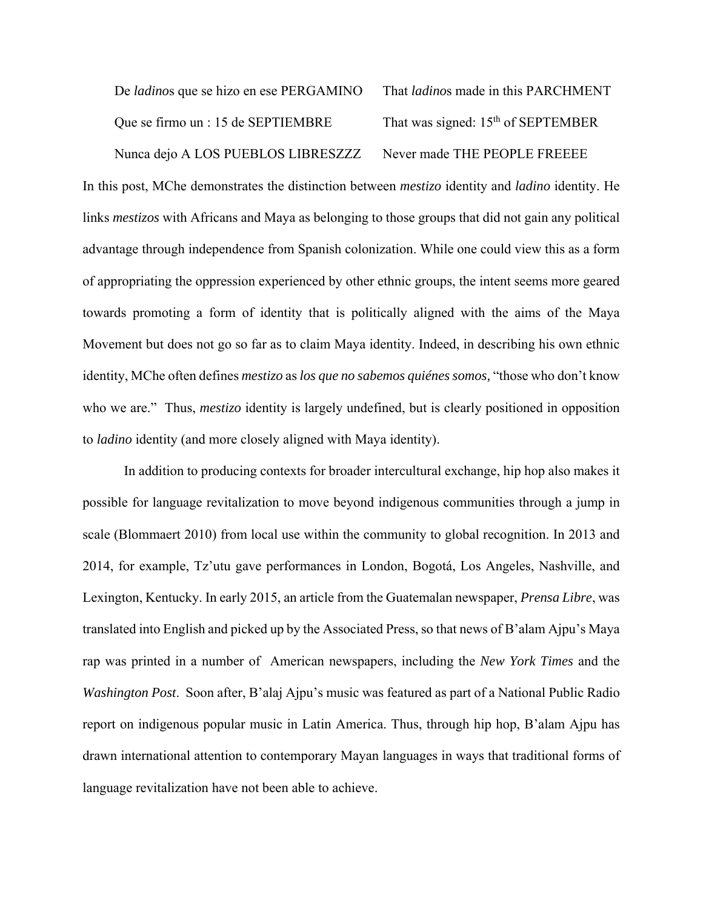| | |
|---|---|
| De *ladino*s que se hizo en ese PERGAMINO | That *ladino*s made in this PARCHMENT |
| Que se firmo un : 15 de SEPTIEMBRE | That was signed: 15th of SEPTEMBER |
| Nunca dejo A LOS PUEBLOS LIBRESZZZ | Never made THE PEOPLE FREEEE |

In this post, MChe demonstrates the distinction between *mestizo* identity and *ladino* identity. He links *mestizos* with Africans and Maya as belonging to those groups that did not gain any political advantage through independence from Spanish colonization. While one could view this as a form of appropriating the oppression experienced by other ethnic groups, the intent seems more geared towards promoting a form of identity that is politically aligned with the aims of the Maya Movement but does not go so far as to claim Maya identity. Indeed, in describing his own ethnic identity, MChe often defines *mestizo* as *los que no sabemos quiénes somos,* "those who don't know who we are." Thus, *mestizo* identity is largely undefined, but is clearly positioned in opposition to *ladino* identity (and more closely aligned with Maya identity).

In addition to producing contexts for broader intercultural exchange, hip hop also makes it possible for language revitalization to move beyond indigenous communities through a jump in scale (Blommaert 2010) from local use within the community to global recognition. In 2013 and 2014, for example, Tz'utu gave performances in London, Bogotá, Los Angeles, Nashville, and Lexington, Kentucky. In early 2015, an article from the Guatemalan newspaper, *Prensa Libre*, was translated into English and picked up by the Associated Press, so that news of B'alam Ajpu's Maya rap was printed in a number of American newspapers, including the *New York Times* and the *Washington Post*. Soon after, B'alaj Ajpu's music was featured as part of a National Public Radio report on indigenous popular music in Latin America. Thus, through hip hop, B'alam Ajpu has drawn international attention to contemporary Mayan languages in ways that traditional forms of language revitalization have not been able to achieve.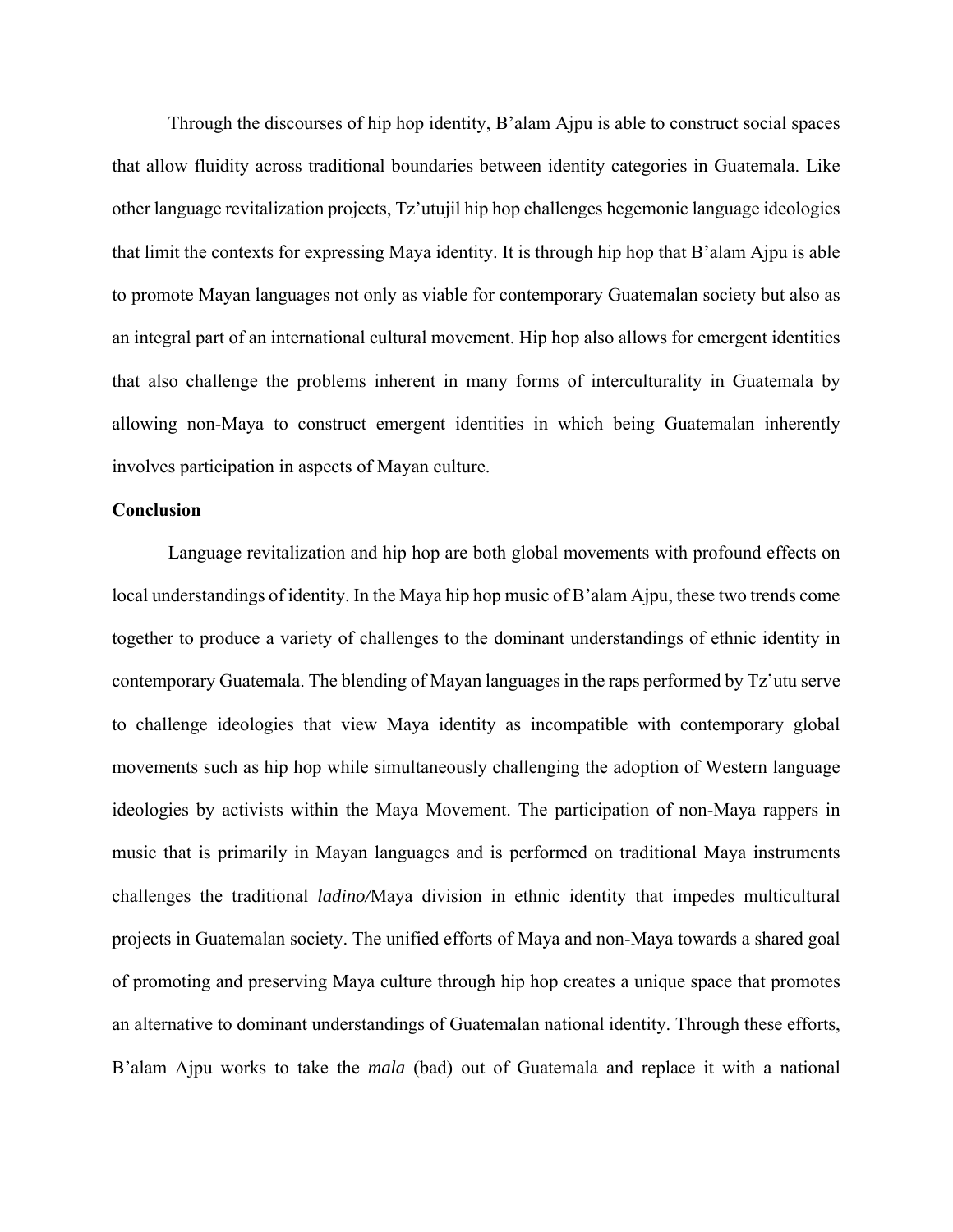Through the discourses of hip hop identity, B'alam Ajpu is able to construct social spaces that allow fluidity across traditional boundaries between identity categories in Guatemala. Like other language revitalization projects, Tz'utujil hip hop challenges hegemonic language ideologies that limit the contexts for expressing Maya identity. It is through hip hop that B'alam Ajpu is able to promote Mayan languages not only as viable for contemporary Guatemalan society but also as an integral part of an international cultural movement. Hip hop also allows for emergent identities that also challenge the problems inherent in many forms of interculturality in Guatemala by allowing non-Maya to construct emergent identities in which being Guatemalan inherently involves participation in aspects of Mayan culture.

**Conclusion**

Language revitalization and hip hop are both global movements with profound effects on local understandings of identity. In the Maya hip hop music of B'alam Ajpu, these two trends come together to produce a variety of challenges to the dominant understandings of ethnic identity in contemporary Guatemala. The blending of Mayan languages in the raps performed by Tz'utu serve to challenge ideologies that view Maya identity as incompatible with contemporary global movements such as hip hop while simultaneously challenging the adoption of Western language ideologies by activists within the Maya Movement. The participation of non-Maya rappers in music that is primarily in Mayan languages and is performed on traditional Maya instruments challenges the traditional *ladino/*Maya division in ethnic identity that impedes multicultural projects in Guatemalan society. The unified efforts of Maya and non-Maya towards a shared goal of promoting and preserving Maya culture through hip hop creates a unique space that promotes an alternative to dominant understandings of Guatemalan national identity. Through these efforts, B'alam Ajpu works to take the *mala* (bad) out of Guatemala and replace it with a national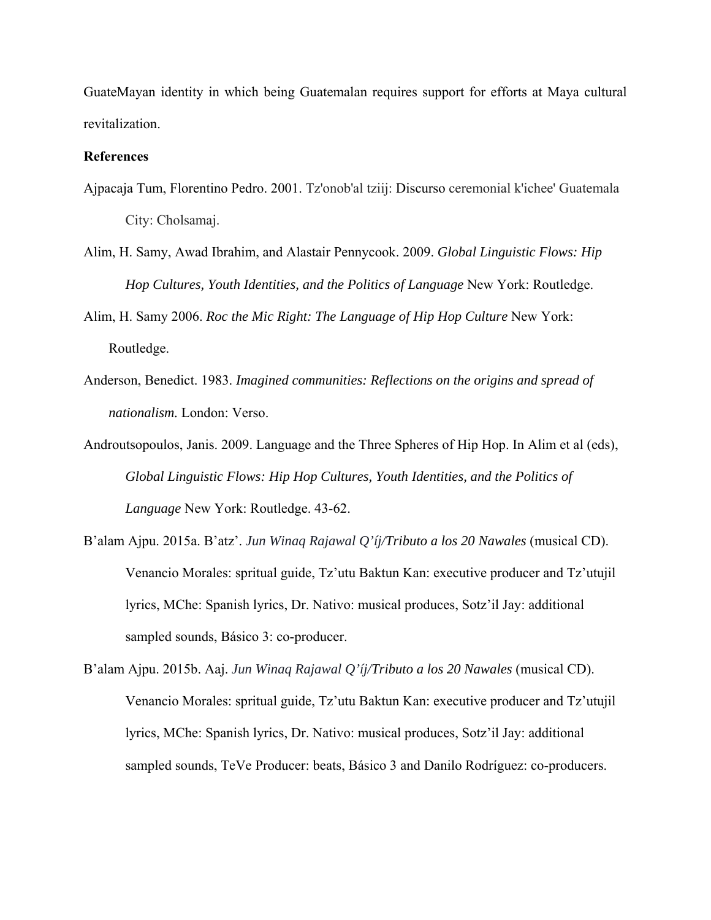GuateMayan identity in which being Guatemalan requires support for efforts at Maya cultural revitalization.

**References**

Ajpacaja Tum, Florentino Pedro. 2001. Tz'onob'al tziij: Discurso ceremonial k'ichee' Guatemala City: Cholsamaj.

Alim, H. Samy, Awad Ibrahim, and Alastair Pennycook. 2009. *Global Linguistic Flows: Hip Hop Cultures, Youth Identities, and the Politics of Language* New York: Routledge.

Alim, H. Samy 2006. *Roc the Mic Right: The Language of Hip Hop Culture* New York: Routledge.

Anderson, Benedict. 1983. *Imagined communities: Reflections on the origins and spread of nationalism.* London: Verso.

Androutsopoulos, Janis. 2009. Language and the Three Spheres of Hip Hop. In Alim et al (eds), *Global Linguistic Flows: Hip Hop Cultures, Youth Identities, and the Politics of Language* New York: Routledge. 43-62.

B'alam Ajpu. 2015a. B'atz'. *Jun Winaq Rajawal Q'íj/Tributo a los 20 Nawales* (musical CD). Venancio Morales: spritual guide, Tz'utu Baktun Kan: executive producer and Tz'utujil lyrics, MChe: Spanish lyrics, Dr. Nativo: musical produces, Sotz'il Jay: additional sampled sounds, Básico 3: co-producer.

B'alam Ajpu. 2015b. Aaj. *Jun Winaq Rajawal Q'íj/Tributo a los 20 Nawales* (musical CD). Venancio Morales: spritual guide, Tz'utu Baktun Kan: executive producer and Tz'utujil lyrics, MChe: Spanish lyrics, Dr. Nativo: musical produces, Sotz'il Jay: additional sampled sounds, TeVe Producer: beats, Básico 3 and Danilo Rodríguez: co-producers.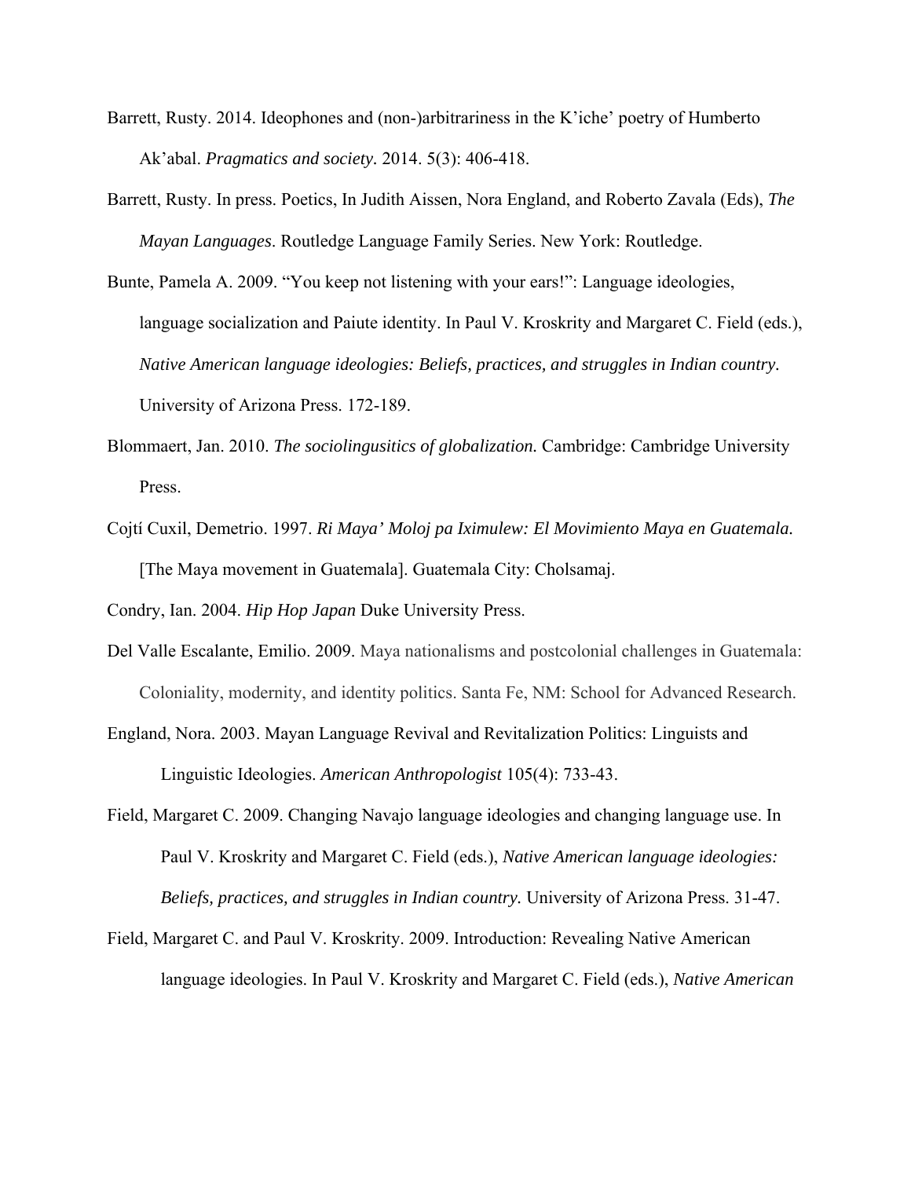Barrett, Rusty. 2014. Ideophones and (non-)arbitrariness in the K'iche' poetry of Humberto Ak'abal. *Pragmatics and society*. 2014. 5(3): 406-418.

Barrett, Rusty. In press. Poetics, In Judith Aissen, Nora England, and Roberto Zavala (Eds), *The Mayan Languages*. Routledge Language Family Series. New York: Routledge.

Bunte, Pamela A. 2009. "You keep not listening with your ears!": Language ideologies, language socialization and Paiute identity. In Paul V. Kroskrity and Margaret C. Field (eds.), *Native American language ideologies: Beliefs, practices, and struggles in Indian country.* University of Arizona Press. 172-189.

Blommaert, Jan. 2010. *The sociolingusitics of globalization.* Cambridge: Cambridge University Press.

Cojtí Cuxil, Demetrio. 1997. *Ri Maya' Moloj pa Iximulew: El Movimiento Maya en Guatemala.* [The Maya movement in Guatemala]. Guatemala City: Cholsamaj.

Condry, Ian. 2004. *Hip Hop Japan* Duke University Press.

Del Valle Escalante, Emilio. 2009. Maya nationalisms and postcolonial challenges in Guatemala: Coloniality, modernity, and identity politics. Santa Fe, NM: School for Advanced Research.

England, Nora. 2003. Mayan Language Revival and Revitalization Politics: Linguists and Linguistic Ideologies. *American Anthropologist* 105(4): 733-43.

Field, Margaret C. 2009. Changing Navajo language ideologies and changing language use. In Paul V. Kroskrity and Margaret C. Field (eds.), *Native American language ideologies: Beliefs, practices, and struggles in Indian country.* University of Arizona Press. 31-47.

Field, Margaret C. and Paul V. Kroskrity. 2009. Introduction: Revealing Native American language ideologies. In Paul V. Kroskrity and Margaret C. Field (eds.), *Native American*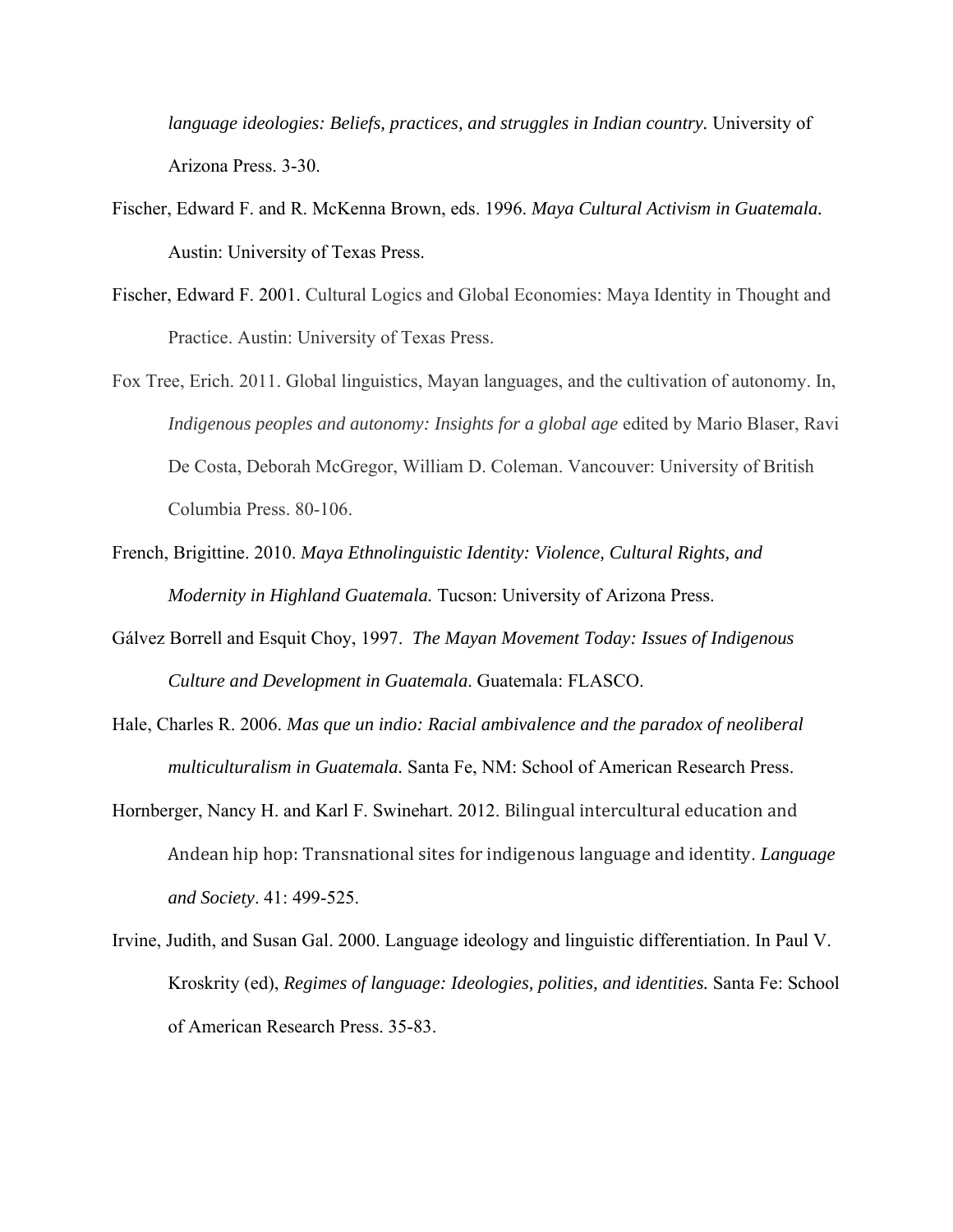*language ideologies: Beliefs, practices, and struggles in Indian country.* University of Arizona Press. 3-30.

Fischer, Edward F. and R. McKenna Brown, eds. 1996. *Maya Cultural Activism in Guatemala.* Austin: University of Texas Press.

Fischer, Edward F. 2001. Cultural Logics and Global Economies: Maya Identity in Thought and Practice. Austin: University of Texas Press.

Fox Tree, Erich. 2011. Global linguistics, Mayan languages, and the cultivation of autonomy. In, *Indigenous peoples and autonomy: Insights for a global age* edited by Mario Blaser, Ravi De Costa, Deborah McGregor, William D. Coleman. Vancouver: University of British Columbia Press. 80-106.

French, Brigittine. 2010. *Maya Ethnolinguistic Identity: Violence, Cultural Rights, and Modernity in Highland Guatemala.* Tucson: University of Arizona Press.

Gálvez Borrell and Esquit Choy, 1997. *The Mayan Movement Today: Issues of Indigenous Culture and Development in Guatemala*. Guatemala: FLASCO.

Hale, Charles R. 2006. *Mas que un indio: Racial ambivalence and the paradox of neoliberal multiculturalism in Guatemala.* Santa Fe, NM: School of American Research Press.

Hornberger, Nancy H. and Karl F. Swinehart. 2012. Bilingual intercultural education and Andean hip hop: Transnational sites for indigenous language and identity. *Language and Society*. 41: 499-525.

Irvine, Judith, and Susan Gal. 2000. Language ideology and linguistic differentiation. In Paul V. Kroskrity (ed), *Regimes of language: Ideologies, polities, and identities.* Santa Fe: School of American Research Press. 35-83.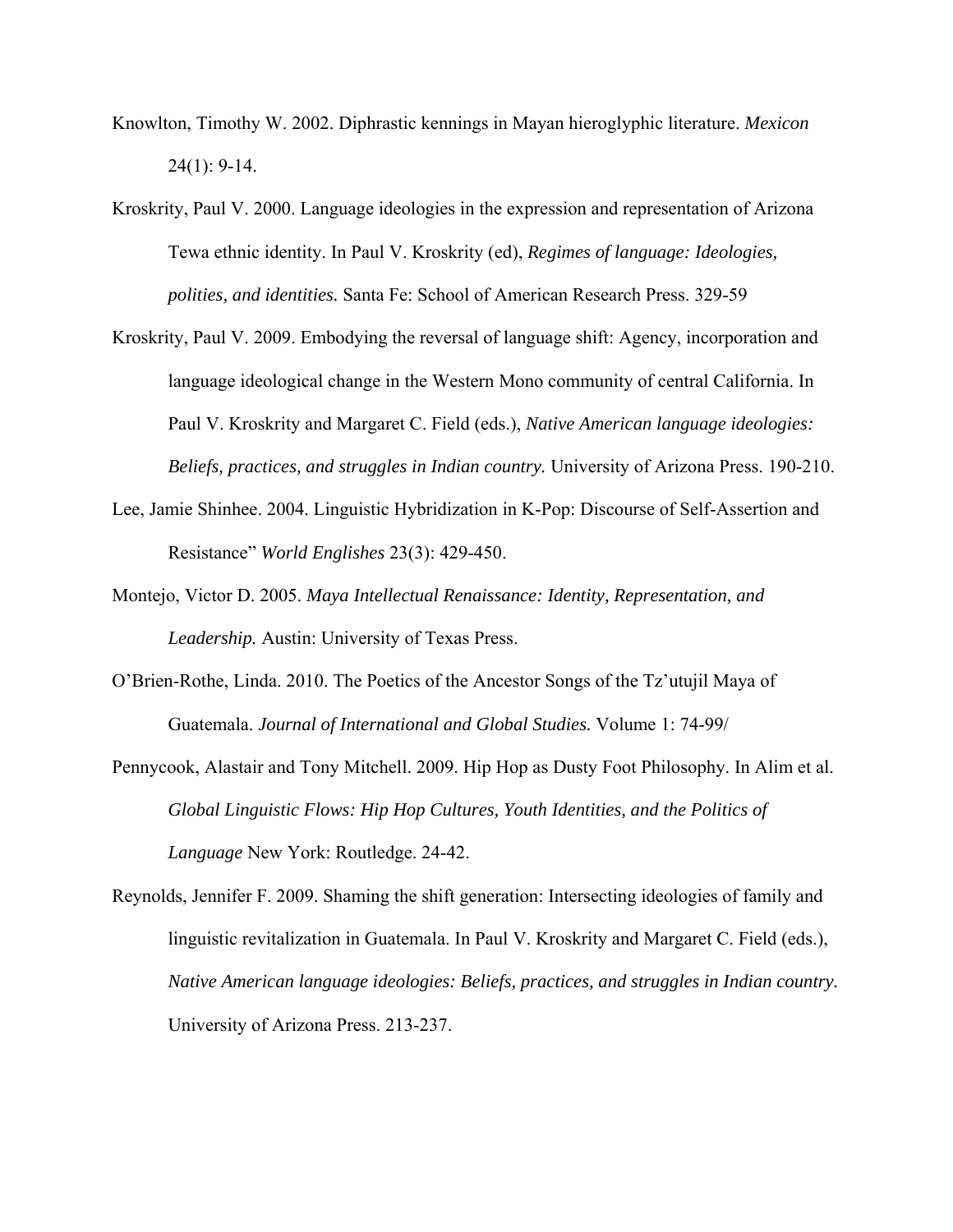Knowlton, Timothy W. 2002. Diphrastic kennings in Mayan hieroglyphic literature. *Mexicon* 24(1): 9-14.

Kroskrity, Paul V. 2000. Language ideologies in the expression and representation of Arizona Tewa ethnic identity. In Paul V. Kroskrity (ed), *Regimes of language: Ideologies, polities, and identities.* Santa Fe: School of American Research Press. 329-59

Kroskrity, Paul V. 2009. Embodying the reversal of language shift: Agency, incorporation and language ideological change in the Western Mono community of central California. In Paul V. Kroskrity and Margaret C. Field (eds.), *Native American language ideologies: Beliefs, practices, and struggles in Indian country.* University of Arizona Press. 190-210.

Lee, Jamie Shinhee. 2004. Linguistic Hybridization in K-Pop: Discourse of Self-Assertion and Resistance" *World Englishes* 23(3): 429-450.

Montejo, Victor D. 2005. *Maya Intellectual Renaissance: Identity, Representation, and Leadership.* Austin: University of Texas Press.

O'Brien-Rothe, Linda. 2010. The Poetics of the Ancestor Songs of the Tz'utujil Maya of Guatemala. *Journal of International and Global Studies.* Volume 1: 74-99/

Pennycook, Alastair and Tony Mitchell. 2009. Hip Hop as Dusty Foot Philosophy. In Alim et al. *Global Linguistic Flows: Hip Hop Cultures, Youth Identities, and the Politics of Language* New York: Routledge. 24-42.

Reynolds, Jennifer F. 2009. Shaming the shift generation: Intersecting ideologies of family and linguistic revitalization in Guatemala. In Paul V. Kroskrity and Margaret C. Field (eds.), *Native American language ideologies: Beliefs, practices, and struggles in Indian country.* University of Arizona Press. 213-237.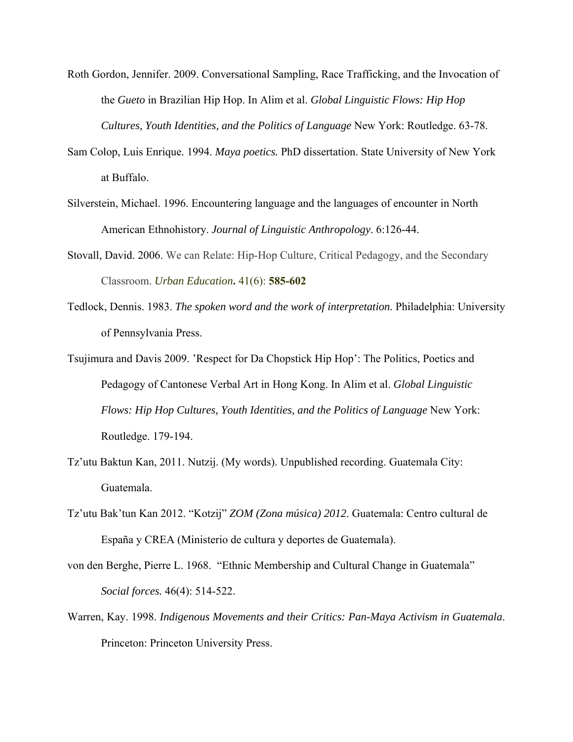Roth Gordon, Jennifer. 2009. Conversational Sampling, Race Trafficking, and the Invocation of the *Gueto* in Brazilian Hip Hop. In Alim et al. *Global Linguistic Flows: Hip Hop Cultures, Youth Identities, and the Politics of Language* New York: Routledge. 63-78.

Sam Colop, Luis Enrique. 1994. *Maya poetics.* PhD dissertation. State University of New York at Buffalo.

Silverstein, Michael. 1996. Encountering language and the languages of encounter in North American Ethnohistory. *Journal of Linguistic Anthropology*. 6:126-44.

Stovall, David. 2006. We can Relate: Hip-Hop Culture, Critical Pedagogy, and the Secondary Classroom. *Urban Education***.** 41(6): **585-602**

Tedlock, Dennis. 1983. *The spoken word and the work of interpretation.* Philadelphia: University of Pennsylvania Press.

Tsujimura and Davis 2009. 'Respect for Da Chopstick Hip Hop': The Politics, Poetics and Pedagogy of Cantonese Verbal Art in Hong Kong. In Alim et al. *Global Linguistic Flows: Hip Hop Cultures, Youth Identities, and the Politics of Language* New York: Routledge. 179-194.

Tz'utu Baktun Kan, 2011. Nutzij. (My words). Unpublished recording. Guatemala City: Guatemala.

Tz'utu Bak'tun Kan 2012. "Kotzij" *ZOM (Zona música) 2012*. Guatemala: Centro cultural de España y CREA (Ministerio de cultura y deportes de Guatemala).

von den Berghe, Pierre L. 1968. "Ethnic Membership and Cultural Change in Guatemala" *Social forces.* 46(4): 514-522.

Warren, Kay. 1998. *Indigenous Movements and their Critics: Pan-Maya Activism in Guatemala*. Princeton: Princeton University Press.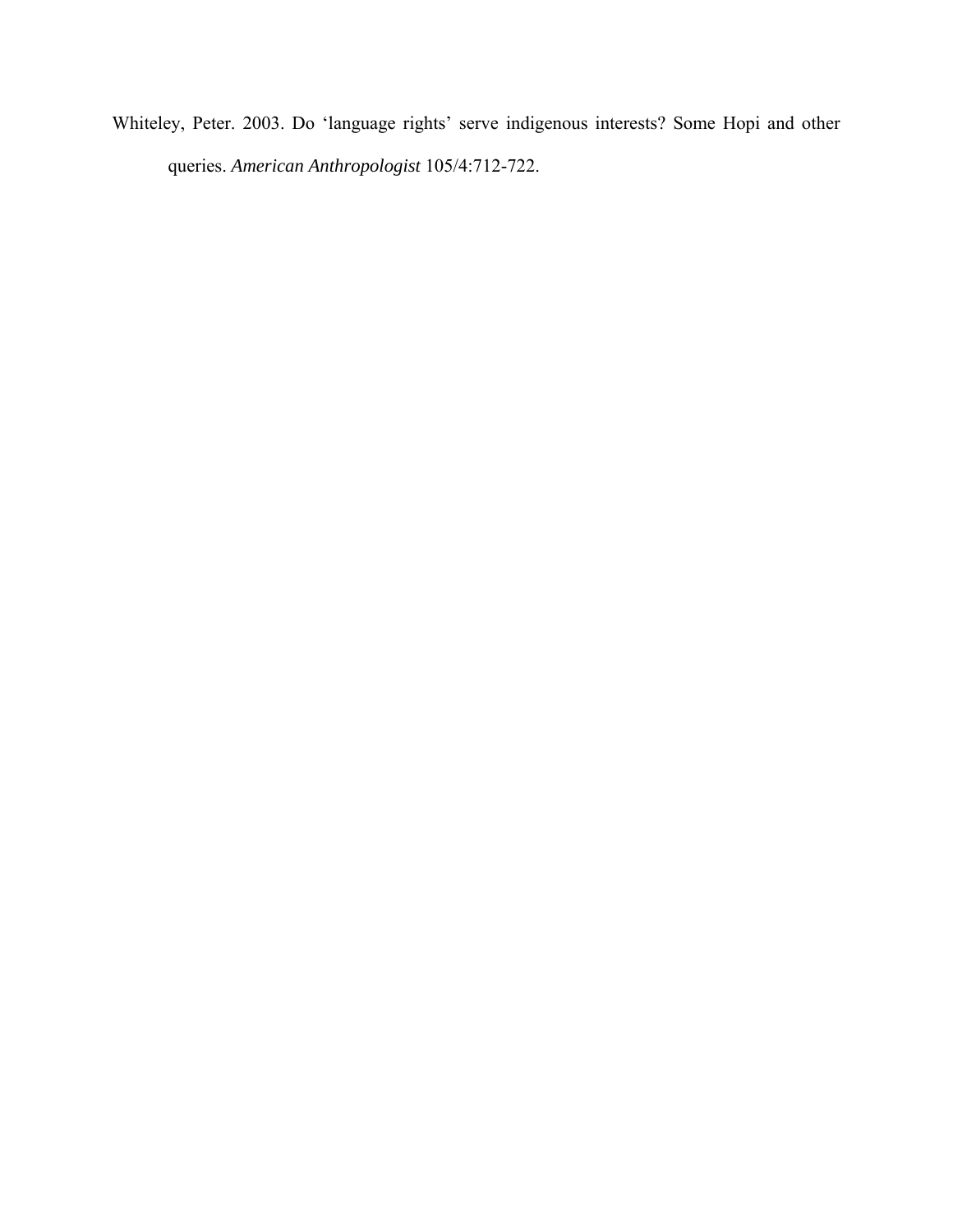Whiteley, Peter. 2003. Do 'language rights' serve indigenous interests? Some Hopi and other queries. *American Anthropologist* 105/4:712-722.